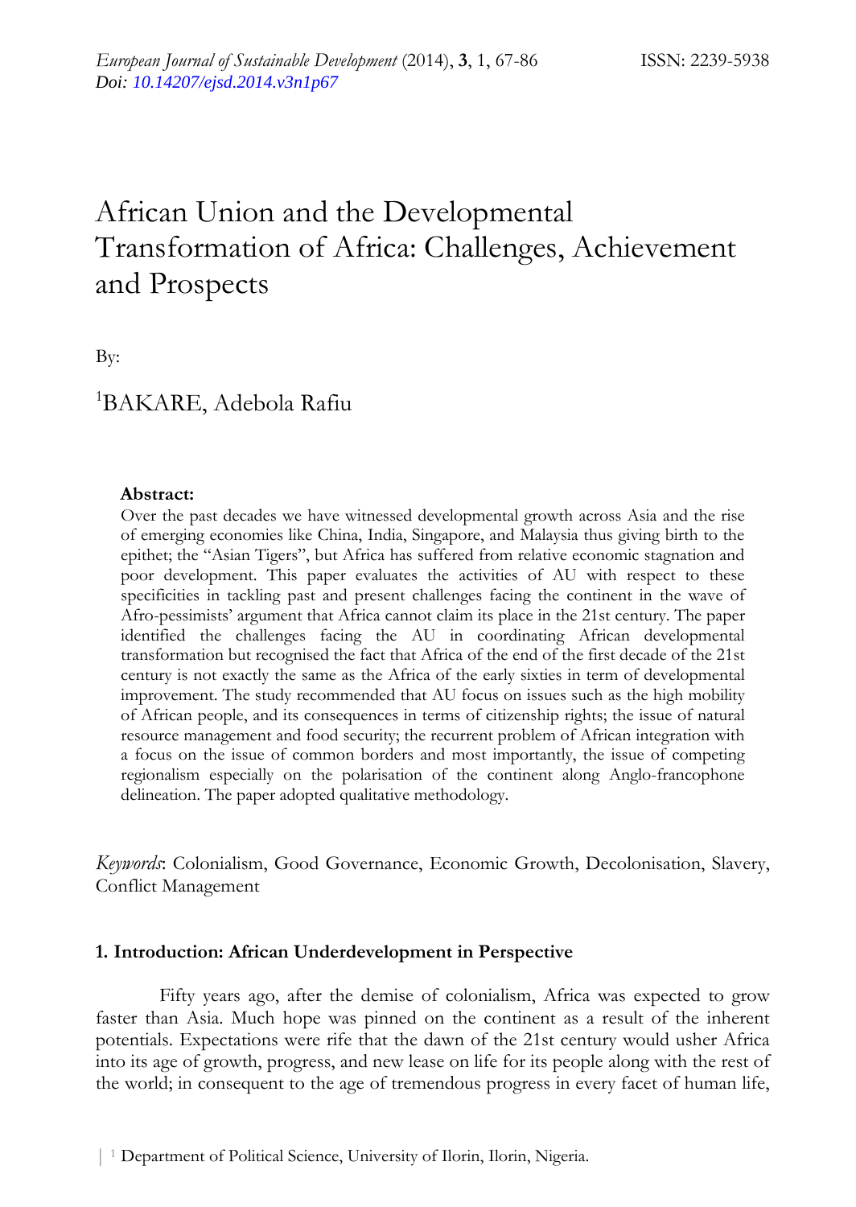# African Union and the Developmental Transformation of Africa: Challenges, Achievement and Prospects

By:

[1]BAKARE, Adebola Rafiu

**Abstract:**

Over the past decades we have witnessed developmental growth across Asia and the rise of emerging economies like China, India, Singapore, and Malaysia thus giving birth to the epithet; the "Asian Tigers", but Africa has suffered from relative economic stagnation and poor development. This paper evaluates the activities of AU with respect to these specificities in tackling past and present challenges facing the continent in the wave of Afro-pessimists' argument that Africa cannot claim its place in the 21st century. The paper identified the challenges facing the AU in coordinating African developmental transformation but recognised the fact that Africa of the end of the first decade of the 21st century is not exactly the same as the Africa of the early sixties in term of developmental improvement. The study recommended that AU focus on issues such as the high mobility of African people, and its consequences in terms of citizenship rights; the issue of natural resource management and food security; the recurrent problem of African integration with a focus on the issue of common borders and most importantly, the issue of competing regionalism especially on the polarisation of the continent along Anglo-francophone delineation. The paper adopted qualitative methodology.

*Keywords*: Colonialism, Good Governance, Economic Growth, Decolonisation, Slavery, Conflict Management

## 1. Introduction: African Underdevelopment in Perspective

Fifty years ago, after the demise of colonialism, Africa was expected to grow faster than Asia. Much hope was pinned on the continent as a result of the inherent potentials. Expectations were rife that the dawn of the 21st century would usher Africa into its age of growth, progress, and new lease on life for its people along with the rest of the world; in consequent to the age of tremendous progress in every facet of human life,

[1] Department of Political Science, University of Ilorin, Ilorin, Nigeria.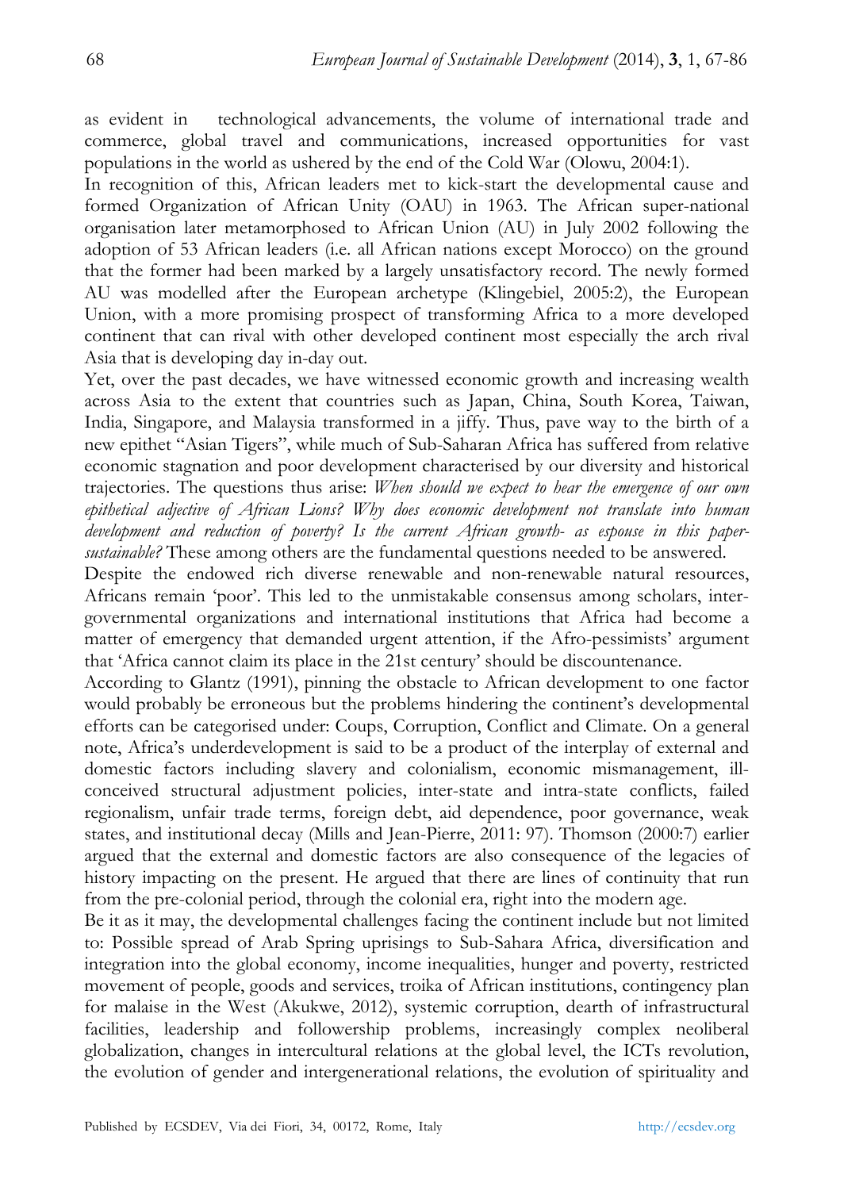as evident in technological advancements, the volume of international trade and commerce, global travel and communications, increased opportunities for vast populations in the world as ushered by the end of the Cold War (Olowu, 2004:1).

In recognition of this, African leaders met to kick-start the developmental cause and formed Organization of African Unity (OAU) in 1963. The African super-national organisation later metamorphosed to African Union (AU) in July 2002 following the adoption of 53 African leaders (i.e. all African nations except Morocco) on the ground that the former had been marked by a largely unsatisfactory record. The newly formed AU was modelled after the European archetype (Klingebiel, 2005:2), the European Union, with a more promising prospect of transforming Africa to a more developed continent that can rival with other developed continent most especially the arch rival Asia that is developing day in-day out.

Yet, over the past decades, we have witnessed economic growth and increasing wealth across Asia to the extent that countries such as Japan, China, South Korea, Taiwan, India, Singapore, and Malaysia transformed in a jiffy. Thus, pave way to the birth of a new epithet "Asian Tigers", while much of Sub-Saharan Africa has suffered from relative economic stagnation and poor development characterised by our diversity and historical trajectories. The questions thus arise: *When should we expect to hear the emergence of our own epithetical adjective of African Lions? Why does economic development not translate into human development and reduction of poverty? Is the current African growth- as espouse in this paper- sustainable?* These among others are the fundamental questions needed to be answered.

Despite the endowed rich diverse renewable and non-renewable natural resources, Africans remain 'poor'. This led to the unmistakable consensus among scholars, inter-governmental organizations and international institutions that Africa had become a matter of emergency that demanded urgent attention, if the Afro-pessimists' argument that 'Africa cannot claim its place in the 21st century' should be discountenance.

According to Glantz (1991), pinning the obstacle to African development to one factor would probably be erroneous but the problems hindering the continent's developmental efforts can be categorised under: Coups, Corruption, Conflict and Climate. On a general note, Africa's underdevelopment is said to be a product of the interplay of external and domestic factors including slavery and colonialism, economic mismanagement, ill-conceived structural adjustment policies, inter-state and intra-state conflicts, failed regionalism, unfair trade terms, foreign debt, aid dependence, poor governance, weak states, and institutional decay (Mills and Jean-Pierre, 2011: 97). Thomson (2000:7) earlier argued that the external and domestic factors are also consequence of the legacies of history impacting on the present. He argued that there are lines of continuity that run from the pre-colonial period, through the colonial era, right into the modern age.

Be it as it may, the developmental challenges facing the continent include but not limited to: Possible spread of Arab Spring uprisings to Sub-Sahara Africa, diversification and integration into the global economy, income inequalities, hunger and poverty, restricted movement of people, goods and services, troika of African institutions, contingency plan for malaise in the West (Akukwe, 2012), systemic corruption, dearth of infrastructural facilities, leadership and followership problems, increasingly complex neoliberal globalization, changes in intercultural relations at the global level, the ICTs revolution, the evolution of gender and intergenerational relations, the evolution of spirituality and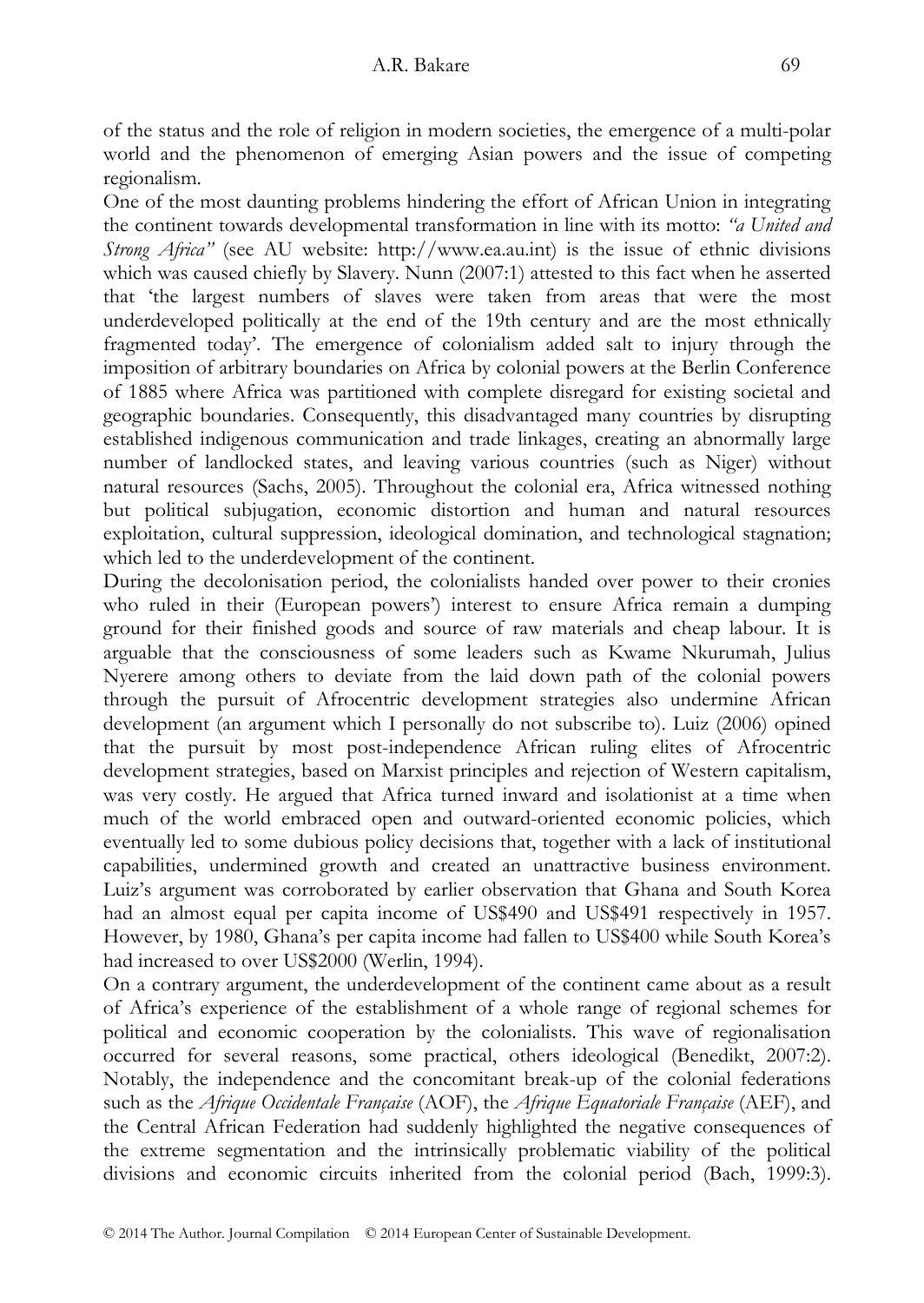of the status and the role of religion in modern societies, the emergence of a multi-polar world and the phenomenon of emerging Asian powers and the issue of competing regionalism.

One of the most daunting problems hindering the effort of African Union in integrating the continent towards developmental transformation in line with its motto: *"a United and Strong Africa"* (see AU website: http://www.ea.au.int) is the issue of ethnic divisions which was caused chiefly by Slavery. Nunn (2007:1) attested to this fact when he asserted that 'the largest numbers of slaves were taken from areas that were the most underdeveloped politically at the end of the 19th century and are the most ethnically fragmented today'. The emergence of colonialism added salt to injury through the imposition of arbitrary boundaries on Africa by colonial powers at the Berlin Conference of 1885 where Africa was partitioned with complete disregard for existing societal and geographic boundaries. Consequently, this disadvantaged many countries by disrupting established indigenous communication and trade linkages, creating an abnormally large number of landlocked states, and leaving various countries (such as Niger) without natural resources (Sachs, 2005). Throughout the colonial era, Africa witnessed nothing but political subjugation, economic distortion and human and natural resources exploitation, cultural suppression, ideological domination, and technological stagnation; which led to the underdevelopment of the continent.

During the decolonisation period, the colonialists handed over power to their cronies who ruled in their (European powers') interest to ensure Africa remain a dumping ground for their finished goods and source of raw materials and cheap labour. It is arguable that the consciousness of some leaders such as Kwame Nkurumah, Julius Nyerere among others to deviate from the laid down path of the colonial powers through the pursuit of Afrocentric development strategies also undermine African development (an argument which I personally do not subscribe to). Luiz (2006) opined that the pursuit by most post-independence African ruling elites of Afrocentric development strategies, based on Marxist principles and rejection of Western capitalism, was very costly. He argued that Africa turned inward and isolationist at a time when much of the world embraced open and outward-oriented economic policies, which eventually led to some dubious policy decisions that, together with a lack of institutional capabilities, undermined growth and created an unattractive business environment. Luiz's argument was corroborated by earlier observation that Ghana and South Korea had an almost equal per capita income of US$490 and US$491 respectively in 1957. However, by 1980, Ghana's per capita income had fallen to US$400 while South Korea's had increased to over US$2000 (Werlin, 1994).

On a contrary argument, the underdevelopment of the continent came about as a result of Africa's experience of the establishment of a whole range of regional schemes for political and economic cooperation by the colonialists. This wave of regionalisation occurred for several reasons, some practical, others ideological (Benedikt, 2007:2). Notably, the independence and the concomitant break-up of the colonial federations such as the *Afrique Occidentale Française* (AOF), the *Afrique Equatoriale Française* (AEF), and the Central African Federation had suddenly highlighted the negative consequences of the extreme segmentation and the intrinsically problematic viability of the political divisions and economic circuits inherited from the colonial period (Bach, 1999:3).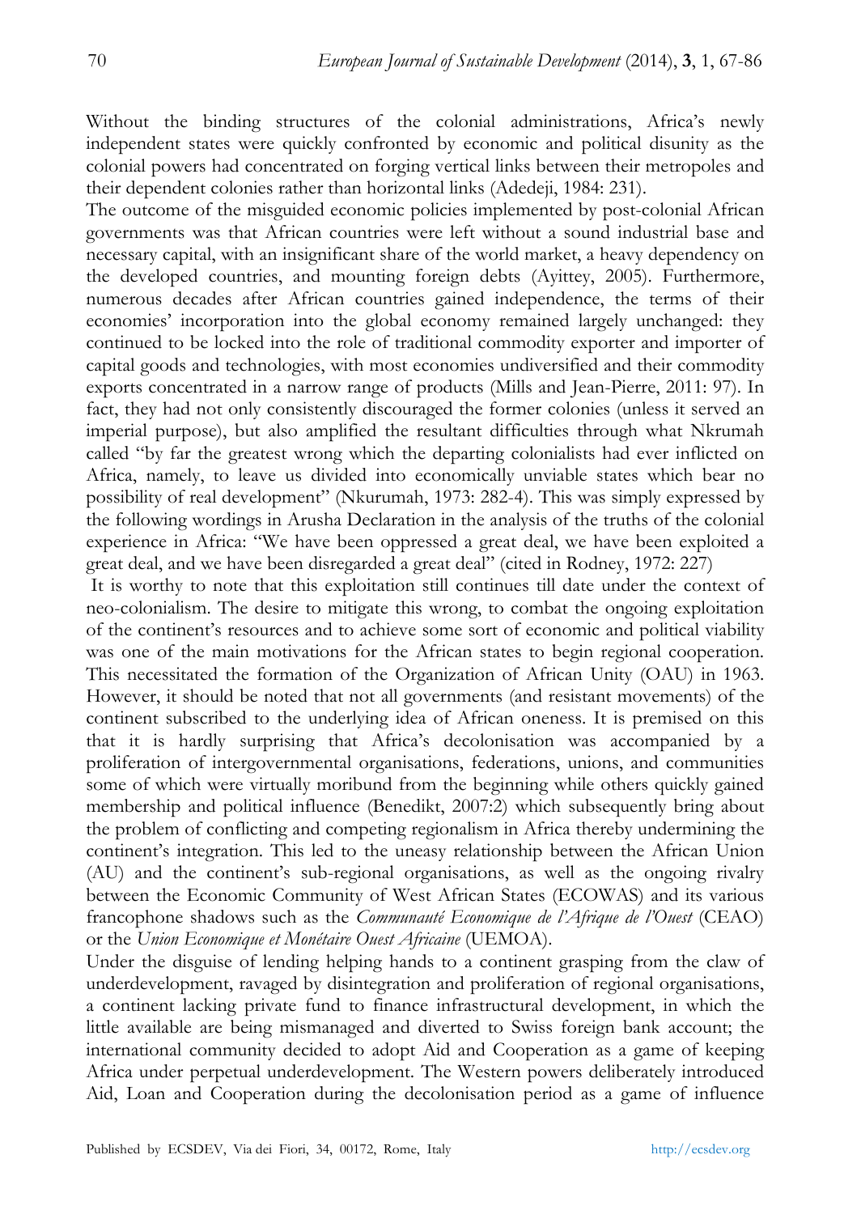Without the binding structures of the colonial administrations, Africa's newly independent states were quickly confronted by economic and political disunity as the colonial powers had concentrated on forging vertical links between their metropoles and their dependent colonies rather than horizontal links (Adedeji, 1984: 231).

The outcome of the misguided economic policies implemented by post-colonial African governments was that African countries were left without a sound industrial base and necessary capital, with an insignificant share of the world market, a heavy dependency on the developed countries, and mounting foreign debts (Ayittey, 2005). Furthermore, numerous decades after African countries gained independence, the terms of their economies' incorporation into the global economy remained largely unchanged: they continued to be locked into the role of traditional commodity exporter and importer of capital goods and technologies, with most economies undiversified and their commodity exports concentrated in a narrow range of products (Mills and Jean-Pierre, 2011: 97). In fact, they had not only consistently discouraged the former colonies (unless it served an imperial purpose), but also amplified the resultant difficulties through what Nkrumah called "by far the greatest wrong which the departing colonialists had ever inflicted on Africa, namely, to leave us divided into economically unviable states which bear no possibility of real development" (Nkurumah, 1973: 282-4). This was simply expressed by the following wordings in Arusha Declaration in the analysis of the truths of the colonial experience in Africa: "We have been oppressed a great deal, we have been exploited a great deal, and we have been disregarded a great deal" (cited in Rodney, 1972: 227)

It is worthy to note that this exploitation still continues till date under the context of neo-colonialism. The desire to mitigate this wrong, to combat the ongoing exploitation of the continent's resources and to achieve some sort of economic and political viability was one of the main motivations for the African states to begin regional cooperation. This necessitated the formation of the Organization of African Unity (OAU) in 1963. However, it should be noted that not all governments (and resistant movements) of the continent subscribed to the underlying idea of African oneness. It is premised on this that it is hardly surprising that Africa's decolonisation was accompanied by a proliferation of intergovernmental organisations, federations, unions, and communities some of which were virtually moribund from the beginning while others quickly gained membership and political influence (Benedikt, 2007:2) which subsequently bring about the problem of conflicting and competing regionalism in Africa thereby undermining the continent's integration. This led to the uneasy relationship between the African Union (AU) and the continent's sub-regional organisations, as well as the ongoing rivalry between the Economic Community of West African States (ECOWAS) and its various francophone shadows such as the *Communauté Economique de l'Afrique de l'Ouest* (CEAO) or the *Union Economique et Monétaire Ouest Africaine* (UEMOA).

Under the disguise of lending helping hands to a continent grasping from the claw of underdevelopment, ravaged by disintegration and proliferation of regional organisations, a continent lacking private fund to finance infrastructural development, in which the little available are being mismanaged and diverted to Swiss foreign bank account; the international community decided to adopt Aid and Cooperation as a game of keeping Africa under perpetual underdevelopment. The Western powers deliberately introduced Aid, Loan and Cooperation during the decolonisation period as a game of influence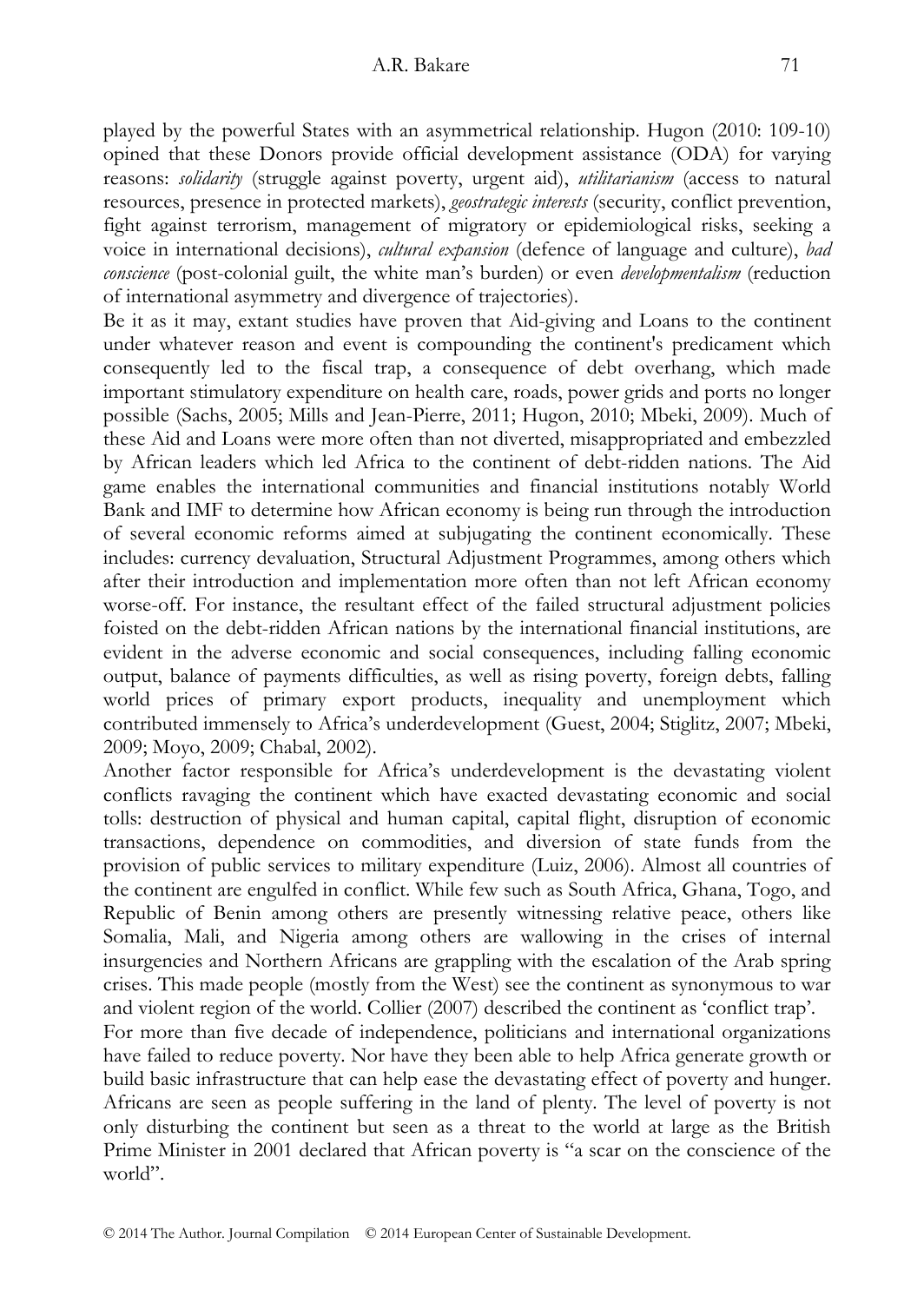played by the powerful States with an asymmetrical relationship. Hugon (2010: 109-10) opined that these Donors provide official development assistance (ODA) for varying reasons: *solidarity* (struggle against poverty, urgent aid), *utilitarianism* (access to natural resources, presence in protected markets), *geostrategic interests* (security, conflict prevention, fight against terrorism, management of migratory or epidemiological risks, seeking a voice in international decisions), *cultural expansion* (defence of language and culture), *bad conscience* (post-colonial guilt, the white man's burden) or even *developmentalism* (reduction of international asymmetry and divergence of trajectories).

Be it as it may, extant studies have proven that Aid-giving and Loans to the continent under whatever reason and event is compounding the continent's predicament which consequently led to the fiscal trap, a consequence of debt overhang, which made important stimulatory expenditure on health care, roads, power grids and ports no longer possible (Sachs, 2005; Mills and Jean-Pierre, 2011; Hugon, 2010; Mbeki, 2009). Much of these Aid and Loans were more often than not diverted, misappropriated and embezzled by African leaders which led Africa to the continent of debt-ridden nations. The Aid game enables the international communities and financial institutions notably World Bank and IMF to determine how African economy is being run through the introduction of several economic reforms aimed at subjugating the continent economically. These includes: currency devaluation, Structural Adjustment Programmes, among others which after their introduction and implementation more often than not left African economy worse-off. For instance, the resultant effect of the failed structural adjustment policies foisted on the debt-ridden African nations by the international financial institutions, are evident in the adverse economic and social consequences, including falling economic output, balance of payments difficulties, as well as rising poverty, foreign debts, falling world prices of primary export products, inequality and unemployment which contributed immensely to Africa's underdevelopment (Guest, 2004; Stiglitz, 2007; Mbeki, 2009; Moyo, 2009; Chabal, 2002).

Another factor responsible for Africa's underdevelopment is the devastating violent conflicts ravaging the continent which have exacted devastating economic and social tolls: destruction of physical and human capital, capital flight, disruption of economic transactions, dependence on commodities, and diversion of state funds from the provision of public services to military expenditure (Luiz, 2006). Almost all countries of the continent are engulfed in conflict. While few such as South Africa, Ghana, Togo, and Republic of Benin among others are presently witnessing relative peace, others like Somalia, Mali, and Nigeria among others are wallowing in the crises of internal insurgencies and Northern Africans are grappling with the escalation of the Arab spring crises. This made people (mostly from the West) see the continent as synonymous to war and violent region of the world. Collier (2007) described the continent as 'conflict trap'.

For more than five decade of independence, politicians and international organizations have failed to reduce poverty. Nor have they been able to help Africa generate growth or build basic infrastructure that can help ease the devastating effect of poverty and hunger. Africans are seen as people suffering in the land of plenty. The level of poverty is not only disturbing the continent but seen as a threat to the world at large as the British Prime Minister in 2001 declared that African poverty is "a scar on the conscience of the world".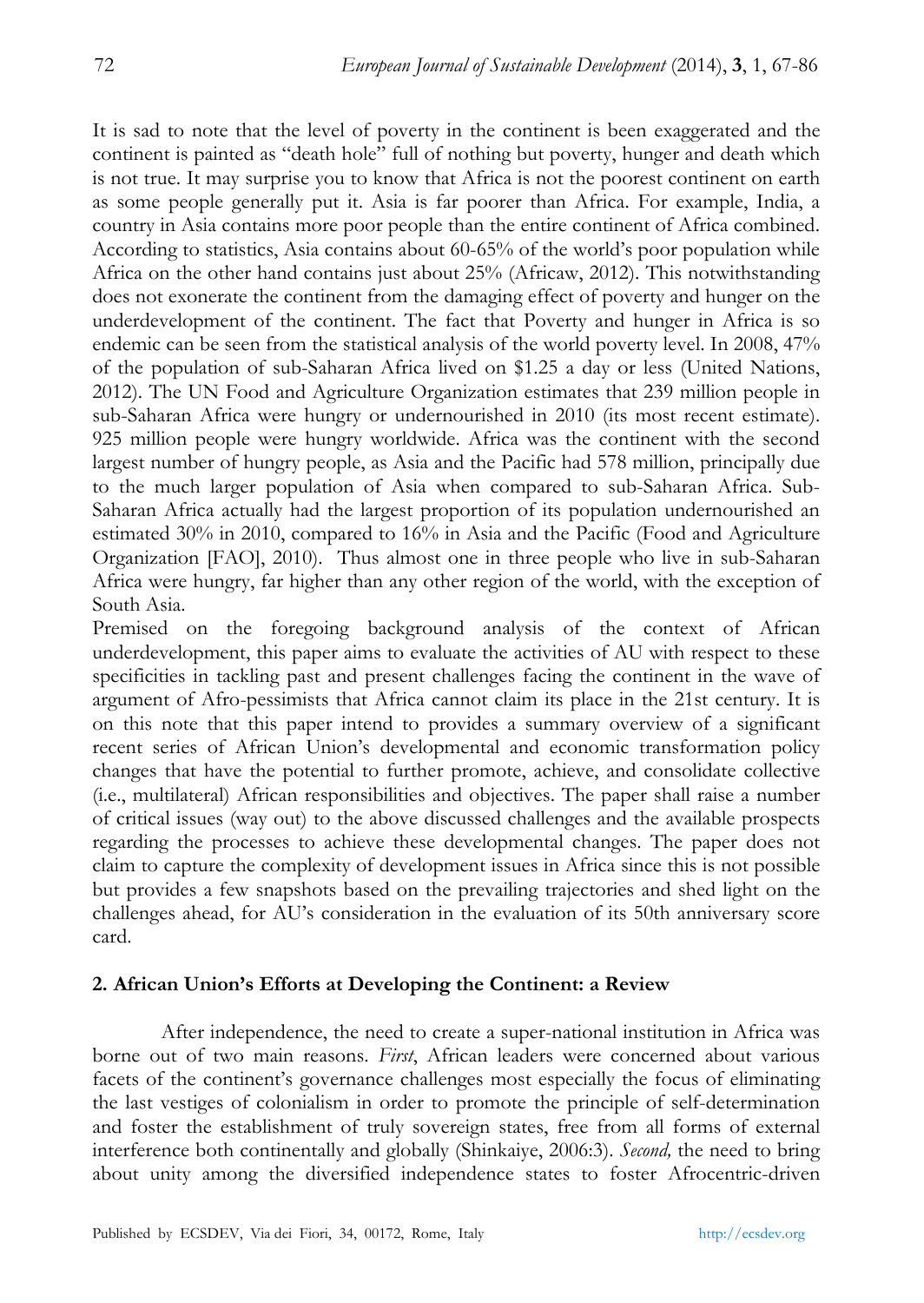It is sad to note that the level of poverty in the continent is been exaggerated and the continent is painted as "death hole" full of nothing but poverty, hunger and death which is not true. It may surprise you to know that Africa is not the poorest continent on earth as some people generally put it. Asia is far poorer than Africa. For example, India, a country in Asia contains more poor people than the entire continent of Africa combined. According to statistics, Asia contains about 60-65% of the world's poor population while Africa on the other hand contains just about 25% (Africaw, 2012). This notwithstanding does not exonerate the continent from the damaging effect of poverty and hunger on the underdevelopment of the continent. The fact that Poverty and hunger in Africa is so endemic can be seen from the statistical analysis of the world poverty level. In 2008, 47% of the population of sub-Saharan Africa lived on $1.25 a day or less (United Nations, 2012). The UN Food and Agriculture Organization estimates that 239 million people in sub-Saharan Africa were hungry or undernourished in 2010 (its most recent estimate). 925 million people were hungry worldwide. Africa was the continent with the second largest number of hungry people, as Asia and the Pacific had 578 million, principally due to the much larger population of Asia when compared to sub-Saharan Africa. Sub-Saharan Africa actually had the largest proportion of its population undernourished an estimated 30% in 2010, compared to 16% in Asia and the Pacific (Food and Agriculture Organization [FAO], 2010). Thus almost one in three people who live in sub-Saharan Africa were hungry, far higher than any other region of the world, with the exception of South Asia.

Premised on the foregoing background analysis of the context of African underdevelopment, this paper aims to evaluate the activities of AU with respect to these specificities in tackling past and present challenges facing the continent in the wave of argument of Afro-pessimists that Africa cannot claim its place in the 21st century. It is on this note that this paper intend to provides a summary overview of a significant recent series of African Union's developmental and economic transformation policy changes that have the potential to further promote, achieve, and consolidate collective (i.e., multilateral) African responsibilities and objectives. The paper shall raise a number of critical issues (way out) to the above discussed challenges and the available prospects regarding the processes to achieve these developmental changes. The paper does not claim to capture the complexity of development issues in Africa since this is not possible but provides a few snapshots based on the prevailing trajectories and shed light on the challenges ahead, for AU's consideration in the evaluation of its 50th anniversary score card.

## 2. African Union's Efforts at Developing the Continent: a Review

After independence, the need to create a super-national institution in Africa was borne out of two main reasons. *First*, African leaders were concerned about various facets of the continent's governance challenges most especially the focus of eliminating the last vestiges of colonialism in order to promote the principle of self-determination and foster the establishment of truly sovereign states, free from all forms of external interference both continentally and globally (Shinkaiye, 2006:3). *Second,* the need to bring about unity among the diversified independence states to foster Afrocentric-driven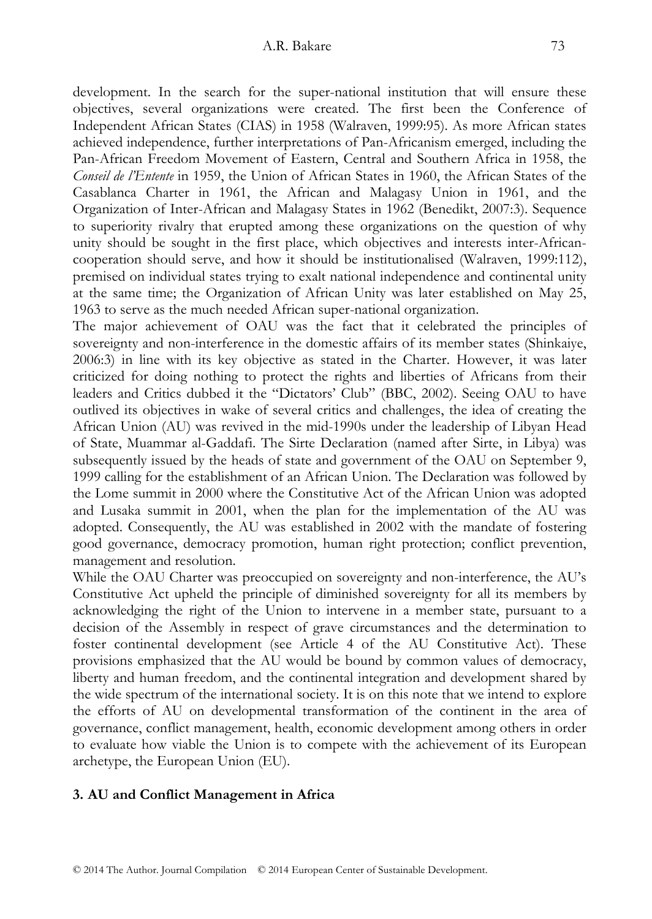development. In the search for the super-national institution that will ensure these objectives, several organizations were created. The first been the Conference of Independent African States (CIAS) in 1958 (Walraven, 1999:95). As more African states achieved independence, further interpretations of Pan-Africanism emerged, including the Pan-African Freedom Movement of Eastern, Central and Southern Africa in 1958, the *Conseil de l'Entente* in 1959, the Union of African States in 1960, the African States of the Casablanca Charter in 1961, the African and Malagasy Union in 1961, and the Organization of Inter-African and Malagasy States in 1962 (Benedikt, 2007:3). Sequence to superiority rivalry that erupted among these organizations on the question of why unity should be sought in the first place, which objectives and interests inter-African-cooperation should serve, and how it should be institutionalised (Walraven, 1999:112), premised on individual states trying to exalt national independence and continental unity at the same time; the Organization of African Unity was later established on May 25, 1963 to serve as the much needed African super-national organization.

The major achievement of OAU was the fact that it celebrated the principles of sovereignty and non-interference in the domestic affairs of its member states (Shinkaiye, 2006:3) in line with its key objective as stated in the Charter. However, it was later criticized for doing nothing to protect the rights and liberties of Africans from their leaders and Critics dubbed it the "Dictators' Club" (BBC, 2002). Seeing OAU to have outlived its objectives in wake of several critics and challenges, the idea of creating the African Union (AU) was revived in the mid-1990s under the leadership of Libyan Head of State, Muammar al-Gaddafi. The Sirte Declaration (named after Sirte, in Libya) was subsequently issued by the heads of state and government of the OAU on September 9, 1999 calling for the establishment of an African Union. The Declaration was followed by the Lome summit in 2000 where the Constitutive Act of the African Union was adopted and Lusaka summit in 2001, when the plan for the implementation of the AU was adopted. Consequently, the AU was established in 2002 with the mandate of fostering good governance, democracy promotion, human right protection; conflict prevention, management and resolution.

While the OAU Charter was preoccupied on sovereignty and non-interference, the AU's Constitutive Act upheld the principle of diminished sovereignty for all its members by acknowledging the right of the Union to intervene in a member state, pursuant to a decision of the Assembly in respect of grave circumstances and the determination to foster continental development (see Article 4 of the AU Constitutive Act). These provisions emphasized that the AU would be bound by common values of democracy, liberty and human freedom, and the continental integration and development shared by the wide spectrum of the international society. It is on this note that we intend to explore the efforts of AU on developmental transformation of the continent in the area of governance, conflict management, health, economic development among others in order to evaluate how viable the Union is to compete with the achievement of its European archetype, the European Union (EU).

## 3. AU and Conflict Management in Africa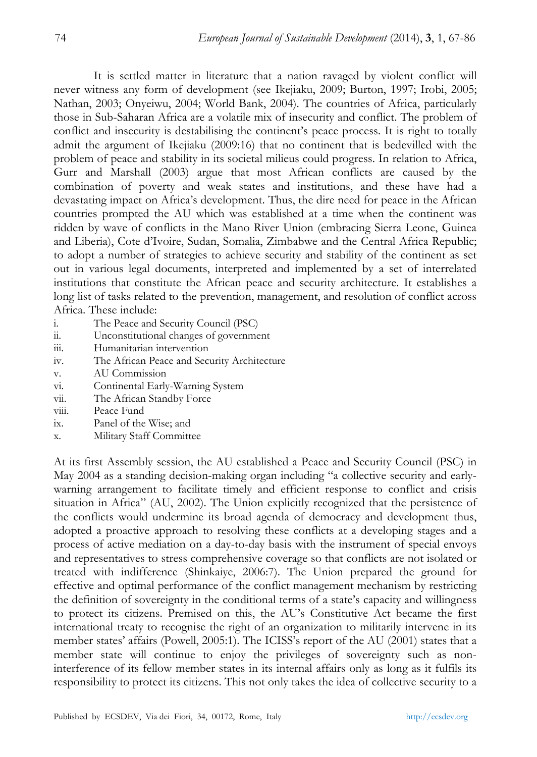It is settled matter in literature that a nation ravaged by violent conflict will never witness any form of development (see Ikejiaku, 2009; Burton, 1997; Irobi, 2005; Nathan, 2003; Onyeiwu, 2004; World Bank, 2004). The countries of Africa, particularly those in Sub-Saharan Africa are a volatile mix of insecurity and conflict. The problem of conflict and insecurity is destabilising the continent's peace process. It is right to totally admit the argument of Ikejiaku (2009:16) that no continent that is bedevilled with the problem of peace and stability in its societal milieus could progress. In relation to Africa, Gurr and Marshall (2003) argue that most African conflicts are caused by the combination of poverty and weak states and institutions, and these have had a devastating impact on Africa's development. Thus, the dire need for peace in the African countries prompted the AU which was established at a time when the continent was ridden by wave of conflicts in the Mano River Union (embracing Sierra Leone, Guinea and Liberia), Cote d'Ivoire, Sudan, Somalia, Zimbabwe and the Central Africa Republic; to adopt a number of strategies to achieve security and stability of the continent as set out in various legal documents, interpreted and implemented by a set of interrelated institutions that constitute the African peace and security architecture. It establishes a long list of tasks related to the prevention, management, and resolution of conflict across Africa. These include:

i. The Peace and Security Council (PSC)
ii. Unconstitutional changes of government
iii. Humanitarian intervention
iv. The African Peace and Security Architecture
v. AU Commission
vi. Continental Early-Warning System
vii. The African Standby Force
viii. Peace Fund
ix. Panel of the Wise; and
x. Military Staff Committee

At its first Assembly session, the AU established a Peace and Security Council (PSC) in May 2004 as a standing decision-making organ including "a collective security and early-warning arrangement to facilitate timely and efficient response to conflict and crisis situation in Africa" (AU, 2002). The Union explicitly recognized that the persistence of the conflicts would undermine its broad agenda of democracy and development thus, adopted a proactive approach to resolving these conflicts at a developing stages and a process of active mediation on a day-to-day basis with the instrument of special envoys and representatives to stress comprehensive coverage so that conflicts are not isolated or treated with indifference (Shinkaiye, 2006:7). The Union prepared the ground for effective and optimal performance of the conflict management mechanism by restricting the definition of sovereignty in the conditional terms of a state's capacity and willingness to protect its citizens. Premised on this, the AU's Constitutive Act became the first international treaty to recognise the right of an organization to militarily intervene in its member states' affairs (Powell, 2005:1). The ICISS's report of the AU (2001) states that a member state will continue to enjoy the privileges of sovereignty such as non-interference of its fellow member states in its internal affairs only as long as it fulfils its responsibility to protect its citizens. This not only takes the idea of collective security to a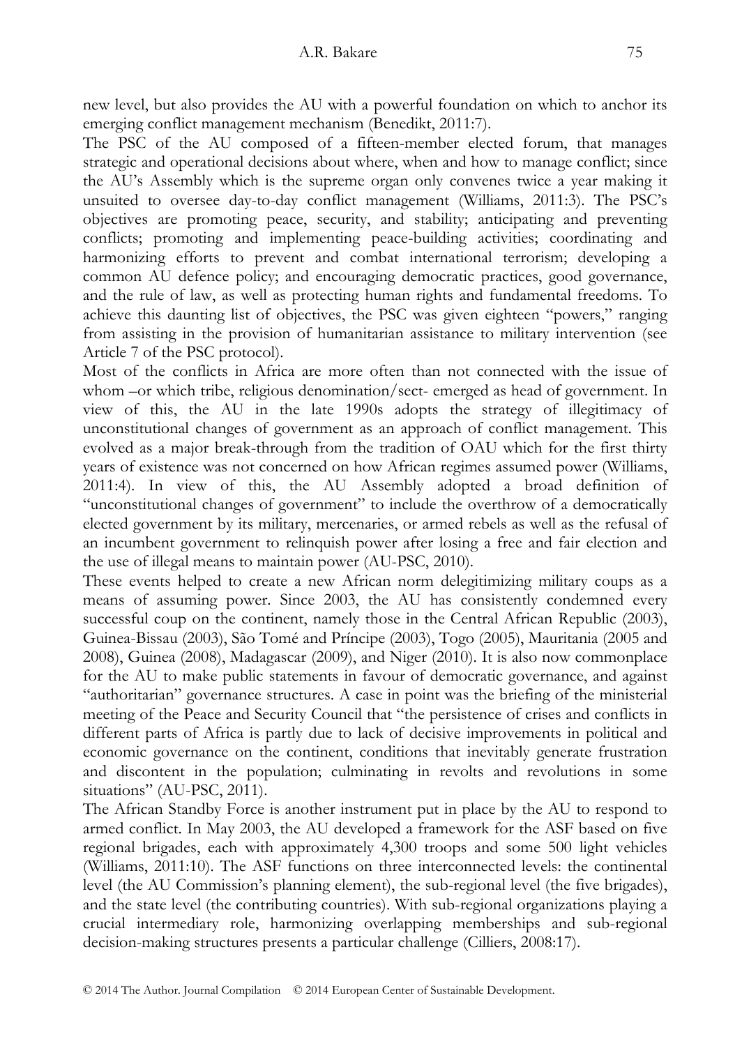new level, but also provides the AU with a powerful foundation on which to anchor its emerging conflict management mechanism (Benedikt, 2011:7).

The PSC of the AU composed of a fifteen-member elected forum, that manages strategic and operational decisions about where, when and how to manage conflict; since the AU's Assembly which is the supreme organ only convenes twice a year making it unsuited to oversee day-to-day conflict management (Williams, 2011:3). The PSC's objectives are promoting peace, security, and stability; anticipating and preventing conflicts; promoting and implementing peace-building activities; coordinating and harmonizing efforts to prevent and combat international terrorism; developing a common AU defence policy; and encouraging democratic practices, good governance, and the rule of law, as well as protecting human rights and fundamental freedoms. To achieve this daunting list of objectives, the PSC was given eighteen "powers," ranging from assisting in the provision of humanitarian assistance to military intervention (see Article 7 of the PSC protocol).

Most of the conflicts in Africa are more often than not connected with the issue of whom –or which tribe, religious denomination/sect- emerged as head of government. In view of this, the AU in the late 1990s adopts the strategy of illegitimacy of unconstitutional changes of government as an approach of conflict management. This evolved as a major break-through from the tradition of OAU which for the first thirty years of existence was not concerned on how African regimes assumed power (Williams, 2011:4). In view of this, the AU Assembly adopted a broad definition of "unconstitutional changes of government" to include the overthrow of a democratically elected government by its military, mercenaries, or armed rebels as well as the refusal of an incumbent government to relinquish power after losing a free and fair election and the use of illegal means to maintain power (AU-PSC, 2010).

These events helped to create a new African norm delegitimizing military coups as a means of assuming power. Since 2003, the AU has consistently condemned every successful coup on the continent, namely those in the Central African Republic (2003), Guinea-Bissau (2003), São Tomé and Príncipe (2003), Togo (2005), Mauritania (2005 and 2008), Guinea (2008), Madagascar (2009), and Niger (2010). It is also now commonplace for the AU to make public statements in favour of democratic governance, and against "authoritarian" governance structures. A case in point was the briefing of the ministerial meeting of the Peace and Security Council that "the persistence of crises and conflicts in different parts of Africa is partly due to lack of decisive improvements in political and economic governance on the continent, conditions that inevitably generate frustration and discontent in the population; culminating in revolts and revolutions in some situations" (AU-PSC, 2011).

The African Standby Force is another instrument put in place by the AU to respond to armed conflict. In May 2003, the AU developed a framework for the ASF based on five regional brigades, each with approximately 4,300 troops and some 500 light vehicles (Williams, 2011:10). The ASF functions on three interconnected levels: the continental level (the AU Commission's planning element), the sub-regional level (the five brigades), and the state level (the contributing countries). With sub-regional organizations playing a crucial intermediary role, harmonizing overlapping memberships and sub-regional decision-making structures presents a particular challenge (Cilliers, 2008:17).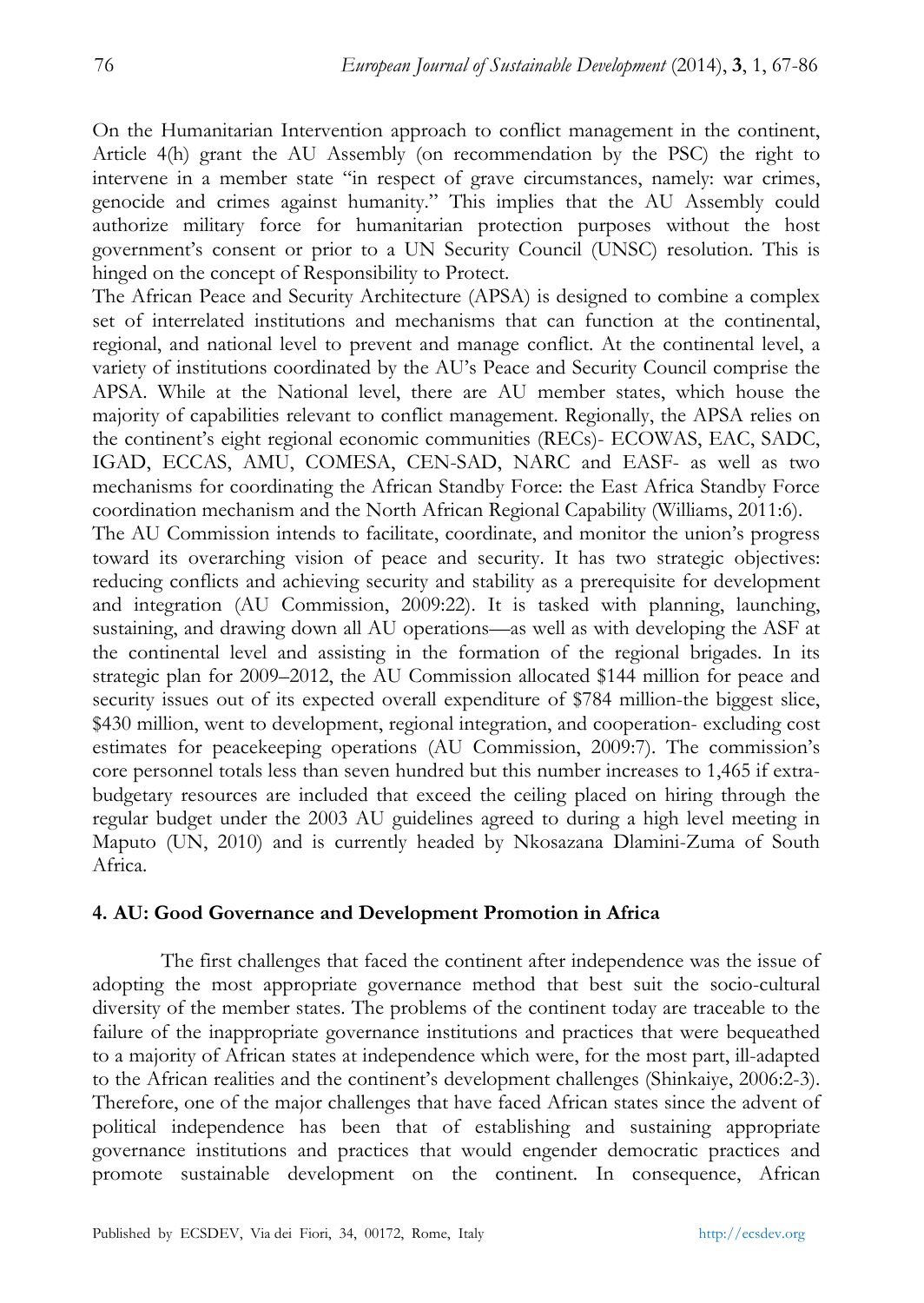On the Humanitarian Intervention approach to conflict management in the continent, Article 4(h) grant the AU Assembly (on recommendation by the PSC) the right to intervene in a member state "in respect of grave circumstances, namely: war crimes, genocide and crimes against humanity." This implies that the AU Assembly could authorize military force for humanitarian protection purposes without the host government's consent or prior to a UN Security Council (UNSC) resolution. This is hinged on the concept of Responsibility to Protect.

The African Peace and Security Architecture (APSA) is designed to combine a complex set of interrelated institutions and mechanisms that can function at the continental, regional, and national level to prevent and manage conflict. At the continental level, a variety of institutions coordinated by the AU's Peace and Security Council comprise the APSA. While at the National level, there are AU member states, which house the majority of capabilities relevant to conflict management. Regionally, the APSA relies on the continent's eight regional economic communities (RECs)- ECOWAS, EAC, SADC, IGAD, ECCAS, AMU, COMESA, CEN-SAD, NARC and EASF- as well as two mechanisms for coordinating the African Standby Force: the East Africa Standby Force coordination mechanism and the North African Regional Capability (Williams, 2011:6).

The AU Commission intends to facilitate, coordinate, and monitor the union's progress toward its overarching vision of peace and security. It has two strategic objectives: reducing conflicts and achieving security and stability as a prerequisite for development and integration (AU Commission, 2009:22). It is tasked with planning, launching, sustaining, and drawing down all AU operations—as well as with developing the ASF at the continental level and assisting in the formation of the regional brigades. In its strategic plan for 2009–2012, the AU Commission allocated $144 million for peace and security issues out of its expected overall expenditure of $784 million-the biggest slice, $430 million, went to development, regional integration, and cooperation- excluding cost estimates for peacekeeping operations (AU Commission, 2009:7). The commission's core personnel totals less than seven hundred but this number increases to 1,465 if extra-budgetary resources are included that exceed the ceiling placed on hiring through the regular budget under the 2003 AU guidelines agreed to during a high level meeting in Maputo (UN, 2010) and is currently headed by Nkosazana Dlamini-Zuma of South Africa.

## 4. AU: Good Governance and Development Promotion in Africa

The first challenges that faced the continent after independence was the issue of adopting the most appropriate governance method that best suit the socio-cultural diversity of the member states. The problems of the continent today are traceable to the failure of the inappropriate governance institutions and practices that were bequeathed to a majority of African states at independence which were, for the most part, ill-adapted to the African realities and the continent's development challenges (Shinkaiye, 2006:2-3). Therefore, one of the major challenges that have faced African states since the advent of political independence has been that of establishing and sustaining appropriate governance institutions and practices that would engender democratic practices and promote sustainable development on the continent. In consequence, African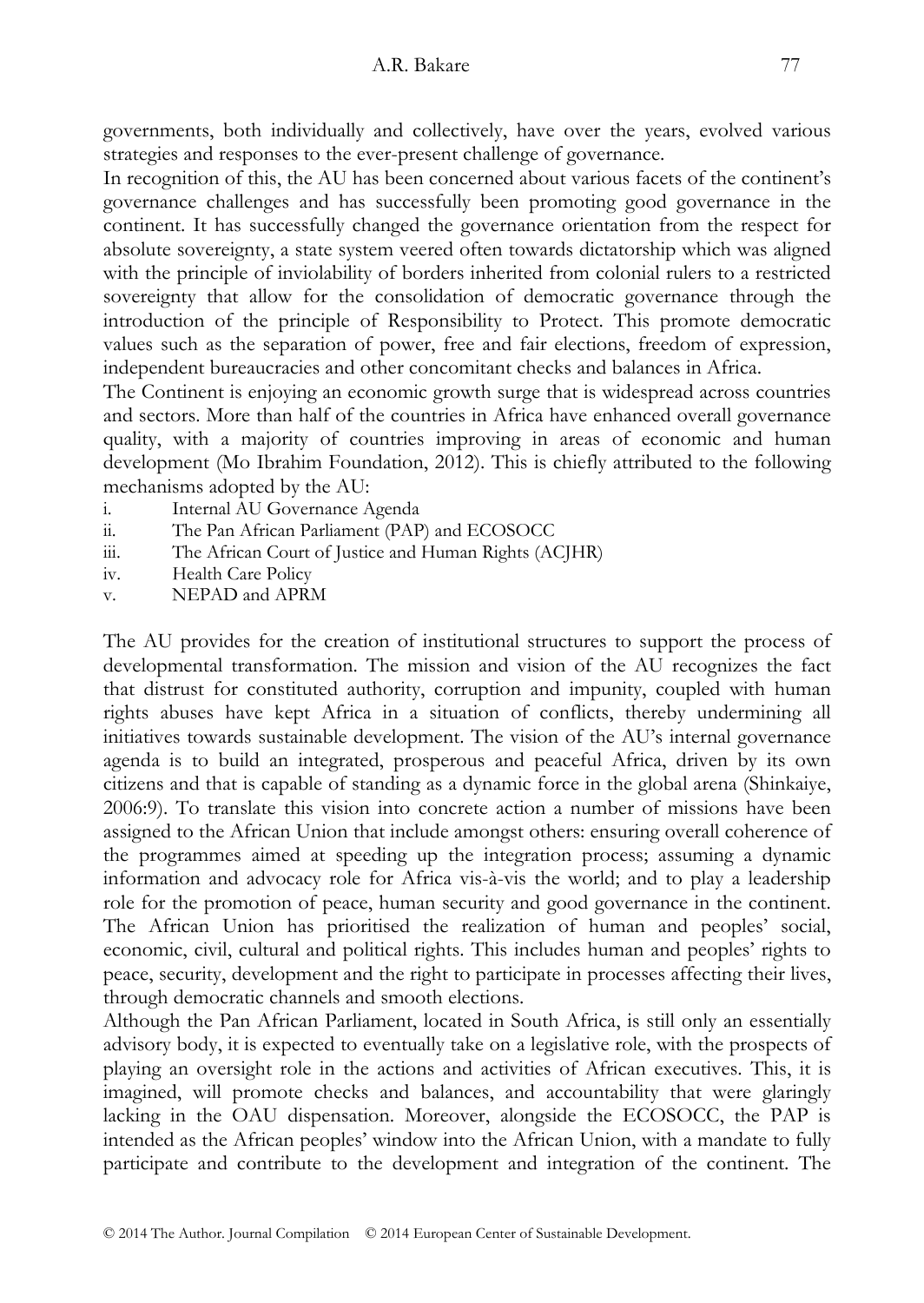governments, both individually and collectively, have over the years, evolved various strategies and responses to the ever-present challenge of governance.

In recognition of this, the AU has been concerned about various facets of the continent's governance challenges and has successfully been promoting good governance in the continent. It has successfully changed the governance orientation from the respect for absolute sovereignty, a state system veered often towards dictatorship which was aligned with the principle of inviolability of borders inherited from colonial rulers to a restricted sovereignty that allow for the consolidation of democratic governance through the introduction of the principle of Responsibility to Protect. This promote democratic values such as the separation of power, free and fair elections, freedom of expression, independent bureaucracies and other concomitant checks and balances in Africa.

The Continent is enjoying an economic growth surge that is widespread across countries and sectors. More than half of the countries in Africa have enhanced overall governance quality, with a majority of countries improving in areas of economic and human development (Mo Ibrahim Foundation, 2012). This is chiefly attributed to the following mechanisms adopted by the AU:

i. Internal AU Governance Agenda
ii. The Pan African Parliament (PAP) and ECOSOCC
iii. The African Court of Justice and Human Rights (ACJHR)
iv. Health Care Policy
v. NEPAD and APRM

The AU provides for the creation of institutional structures to support the process of developmental transformation. The mission and vision of the AU recognizes the fact that distrust for constituted authority, corruption and impunity, coupled with human rights abuses have kept Africa in a situation of conflicts, thereby undermining all initiatives towards sustainable development. The vision of the AU's internal governance agenda is to build an integrated, prosperous and peaceful Africa, driven by its own citizens and that is capable of standing as a dynamic force in the global arena (Shinkaiye, 2006:9). To translate this vision into concrete action a number of missions have been assigned to the African Union that include amongst others: ensuring overall coherence of the programmes aimed at speeding up the integration process; assuming a dynamic information and advocacy role for Africa vis-à-vis the world; and to play a leadership role for the promotion of peace, human security and good governance in the continent. The African Union has prioritised the realization of human and peoples' social, economic, civil, cultural and political rights. This includes human and peoples' rights to peace, security, development and the right to participate in processes affecting their lives, through democratic channels and smooth elections.

Although the Pan African Parliament, located in South Africa, is still only an essentially advisory body, it is expected to eventually take on a legislative role, with the prospects of playing an oversight role in the actions and activities of African executives. This, it is imagined, will promote checks and balances, and accountability that were glaringly lacking in the OAU dispensation. Moreover, alongside the ECOSOCC, the PAP is intended as the African peoples' window into the African Union, with a mandate to fully participate and contribute to the development and integration of the continent. The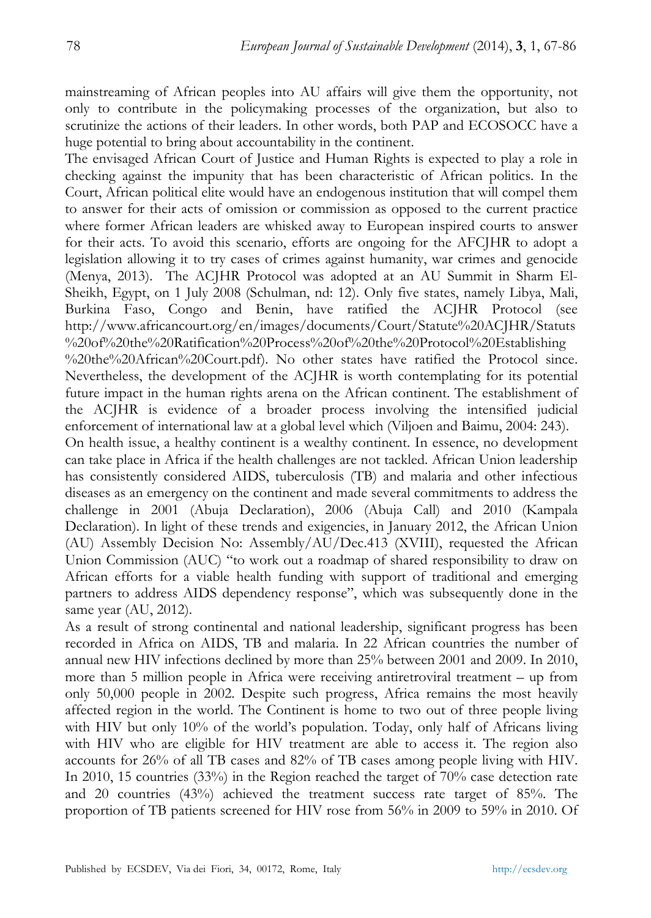mainstreaming of African peoples into AU affairs will give them the opportunity, not only to contribute in the policymaking processes of the organization, but also to scrutinize the actions of their leaders. In other words, both PAP and ECOSOCC have a huge potential to bring about accountability in the continent.

The envisaged African Court of Justice and Human Rights is expected to play a role in checking against the impunity that has been characteristic of African politics. In the Court, African political elite would have an endogenous institution that will compel them to answer for their acts of omission or commission as opposed to the current practice where former African leaders are whisked away to European inspired courts to answer for their acts. To avoid this scenario, efforts are ongoing for the AFCJHR to adopt a legislation allowing it to try cases of crimes against humanity, war crimes and genocide (Menya, 2013). The ACJHR Protocol was adopted at an AU Summit in Sharm El-Sheikh, Egypt, on 1 July 2008 (Schulman, nd: 12). Only five states, namely Libya, Mali, Burkina Faso, Congo and Benin, have ratified the ACJHR Protocol (see http://www.africancourt.org/en/images/documents/Court/Statute%20ACJHR/Statuts%20of%20the%20Ratification%20Process%20of%20the%20Protocol%20Establishing%20the%20African%20Court.pdf). No other states have ratified the Protocol since. Nevertheless, the development of the ACJHR is worth contemplating for its potential future impact in the human rights arena on the African continent. The establishment of the ACJHR is evidence of a broader process involving the intensified judicial enforcement of international law at a global level which (Viljoen and Baimu, 2004: 243).

On health issue, a healthy continent is a wealthy continent. In essence, no development can take place in Africa if the health challenges are not tackled. African Union leadership has consistently considered AIDS, tuberculosis (TB) and malaria and other infectious diseases as an emergency on the continent and made several commitments to address the challenge in 2001 (Abuja Declaration), 2006 (Abuja Call) and 2010 (Kampala Declaration). In light of these trends and exigencies, in January 2012, the African Union (AU) Assembly Decision No: Assembly/AU/Dec.413 (XVIII), requested the African Union Commission (AUC) "to work out a roadmap of shared responsibility to draw on African efforts for a viable health funding with support of traditional and emerging partners to address AIDS dependency response", which was subsequently done in the same year (AU, 2012).

As a result of strong continental and national leadership, significant progress has been recorded in Africa on AIDS, TB and malaria. In 22 African countries the number of annual new HIV infections declined by more than 25% between 2001 and 2009. In 2010, more than 5 million people in Africa were receiving antiretroviral treatment – up from only 50,000 people in 2002. Despite such progress, Africa remains the most heavily affected region in the world. The Continent is home to two out of three people living with HIV but only 10% of the world's population. Today, only half of Africans living with HIV who are eligible for HIV treatment are able to access it. The region also accounts for 26% of all TB cases and 82% of TB cases among people living with HIV. In 2010, 15 countries (33%) in the Region reached the target of 70% case detection rate and 20 countries (43%) achieved the treatment success rate target of 85%. The proportion of TB patients screened for HIV rose from 56% in 2009 to 59% in 2010. Of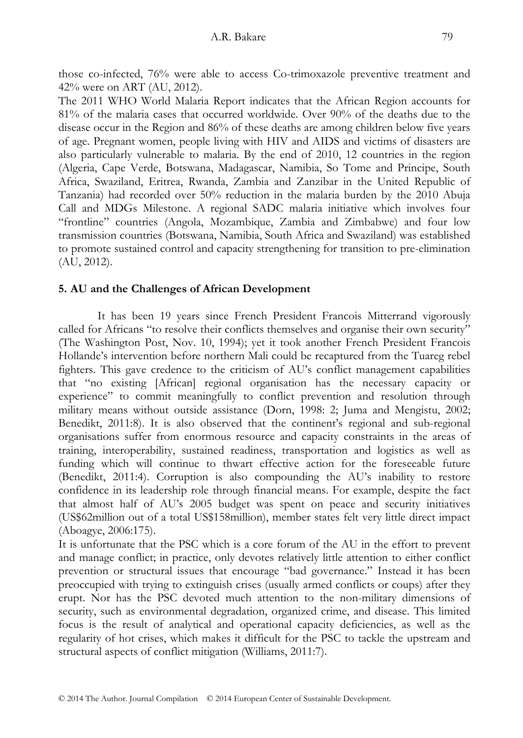those co-infected, 76% were able to access Co-trimoxazole preventive treatment and 42% were on ART (AU, 2012).

The 2011 WHO World Malaria Report indicates that the African Region accounts for 81% of the malaria cases that occurred worldwide. Over 90% of the deaths due to the disease occur in the Region and 86% of these deaths are among children below five years of age. Pregnant women, people living with HIV and AIDS and victims of disasters are also particularly vulnerable to malaria. By the end of 2010, 12 countries in the region (Algeria, Cape Verde, Botswana, Madagascar, Namibia, So Tome and Principe, South Africa, Swaziland, Eritrea, Rwanda, Zambia and Zanzibar in the United Republic of Tanzania) had recorded over 50% reduction in the malaria burden by the 2010 Abuja Call and MDGs Milestone. A regional SADC malaria initiative which involves four "frontline" countries (Angola, Mozambique, Zambia and Zimbabwe) and four low transmission countries (Botswana, Namibia, South Africa and Swaziland) was established to promote sustained control and capacity strengthening for transition to pre-elimination (AU, 2012).

## 5. AU and the Challenges of African Development

It has been 19 years since French President Francois Mitterrand vigorously called for Africans "to resolve their conflicts themselves and organise their own security" (The Washington Post, Nov. 10, 1994); yet it took another French President Francois Hollande's intervention before northern Mali could be recaptured from the Tuareg rebel fighters. This gave credence to the criticism of AU's conflict management capabilities that "no existing [African] regional organisation has the necessary capacity or experience" to commit meaningfully to conflict prevention and resolution through military means without outside assistance (Dorn, 1998: 2; Juma and Mengistu, 2002; Benedikt, 2011:8). It is also observed that the continent's regional and sub-regional organisations suffer from enormous resource and capacity constraints in the areas of training, interoperability, sustained readiness, transportation and logistics as well as funding which will continue to thwart effective action for the foreseeable future (Benedikt, 2011:4). Corruption is also compounding the AU's inability to restore confidence in its leadership role through financial means. For example, despite the fact that almost half of AU's 2005 budget was spent on peace and security initiatives (US$62million out of a total US$158million), member states felt very little direct impact (Aboagye, 2006:175).

It is unfortunate that the PSC which is a core forum of the AU in the effort to prevent and manage conflict; in practice, only devotes relatively little attention to either conflict prevention or structural issues that encourage "bad governance." Instead it has been preoccupied with trying to extinguish crises (usually armed conflicts or coups) after they erupt. Nor has the PSC devoted much attention to the non-military dimensions of security, such as environmental degradation, organized crime, and disease. This limited focus is the result of analytical and operational capacity deficiencies, as well as the regularity of hot crises, which makes it difficult for the PSC to tackle the upstream and structural aspects of conflict mitigation (Williams, 2011:7).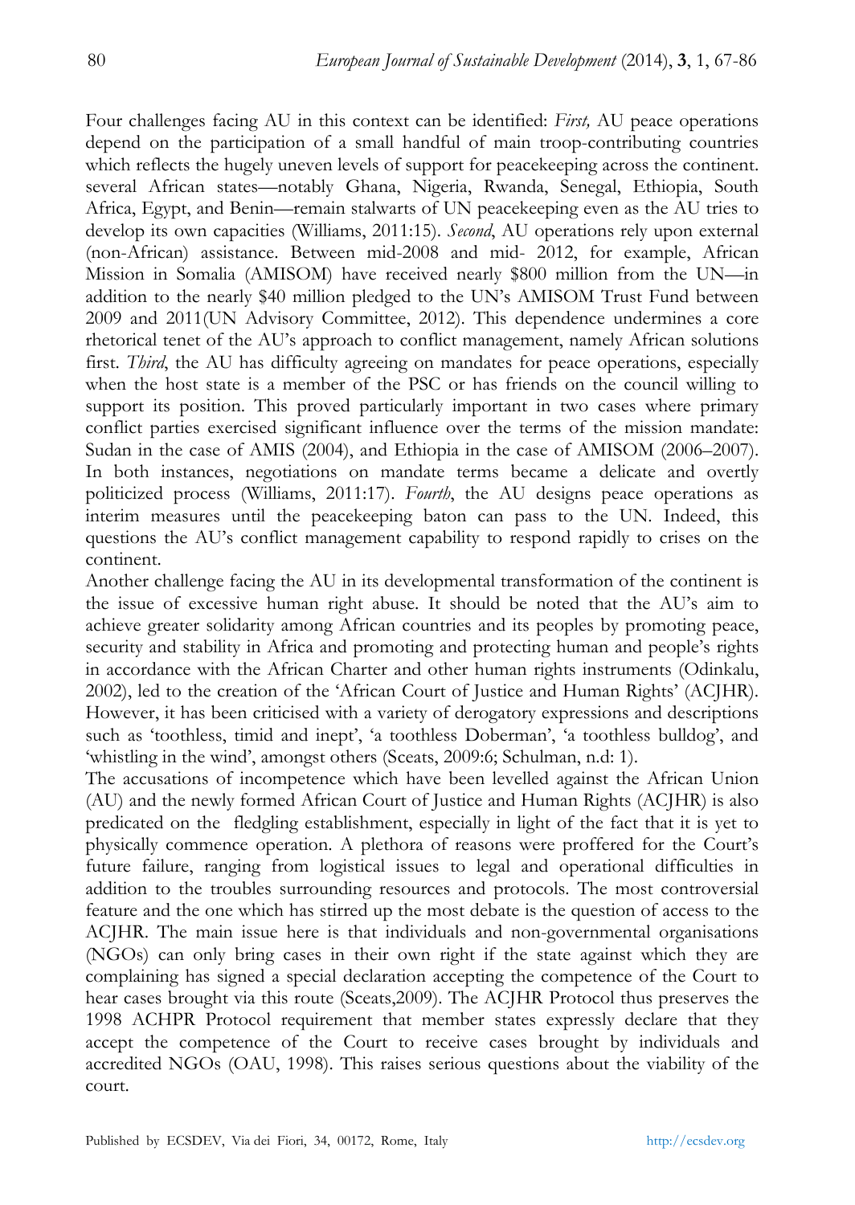Four challenges facing AU in this context can be identified: *First,* AU peace operations depend on the participation of a small handful of main troop-contributing countries which reflects the hugely uneven levels of support for peacekeeping across the continent. several African states—notably Ghana, Nigeria, Rwanda, Senegal, Ethiopia, South Africa, Egypt, and Benin—remain stalwarts of UN peacekeeping even as the AU tries to develop its own capacities (Williams, 2011:15). *Second*, AU operations rely upon external (non-African) assistance. Between mid-2008 and mid- 2012, for example, African Mission in Somalia (AMISOM) have received nearly $800 million from the UN—in addition to the nearly $40 million pledged to the UN's AMISOM Trust Fund between 2009 and 2011(UN Advisory Committee, 2012). This dependence undermines a core rhetorical tenet of the AU's approach to conflict management, namely African solutions first. *Third*, the AU has difficulty agreeing on mandates for peace operations, especially when the host state is a member of the PSC or has friends on the council willing to support its position. This proved particularly important in two cases where primary conflict parties exercised significant influence over the terms of the mission mandate: Sudan in the case of AMIS (2004), and Ethiopia in the case of AMISOM (2006–2007). In both instances, negotiations on mandate terms became a delicate and overtly politicized process (Williams, 2011:17). *Fourth*, the AU designs peace operations as interim measures until the peacekeeping baton can pass to the UN. Indeed, this questions the AU's conflict management capability to respond rapidly to crises on the continent.

Another challenge facing the AU in its developmental transformation of the continent is the issue of excessive human right abuse. It should be noted that the AU's aim to achieve greater solidarity among African countries and its peoples by promoting peace, security and stability in Africa and promoting and protecting human and people's rights in accordance with the African Charter and other human rights instruments (Odinkalu, 2002), led to the creation of the 'African Court of Justice and Human Rights' (ACJHR). However, it has been criticised with a variety of derogatory expressions and descriptions such as 'toothless, timid and inept', 'a toothless Doberman', 'a toothless bulldog', and 'whistling in the wind', amongst others (Sceats, 2009:6; Schulman, n.d: 1).

The accusations of incompetence which have been levelled against the African Union (AU) and the newly formed African Court of Justice and Human Rights (ACJHR) is also predicated on the fledgling establishment, especially in light of the fact that it is yet to physically commence operation. A plethora of reasons were proffered for the Court's future failure, ranging from logistical issues to legal and operational difficulties in addition to the troubles surrounding resources and protocols. The most controversial feature and the one which has stirred up the most debate is the question of access to the ACJHR. The main issue here is that individuals and non-governmental organisations (NGOs) can only bring cases in their own right if the state against which they are complaining has signed a special declaration accepting the competence of the Court to hear cases brought via this route (Sceats,2009). The ACJHR Protocol thus preserves the 1998 ACHPR Protocol requirement that member states expressly declare that they accept the competence of the Court to receive cases brought by individuals and accredited NGOs (OAU, 1998). This raises serious questions about the viability of the court.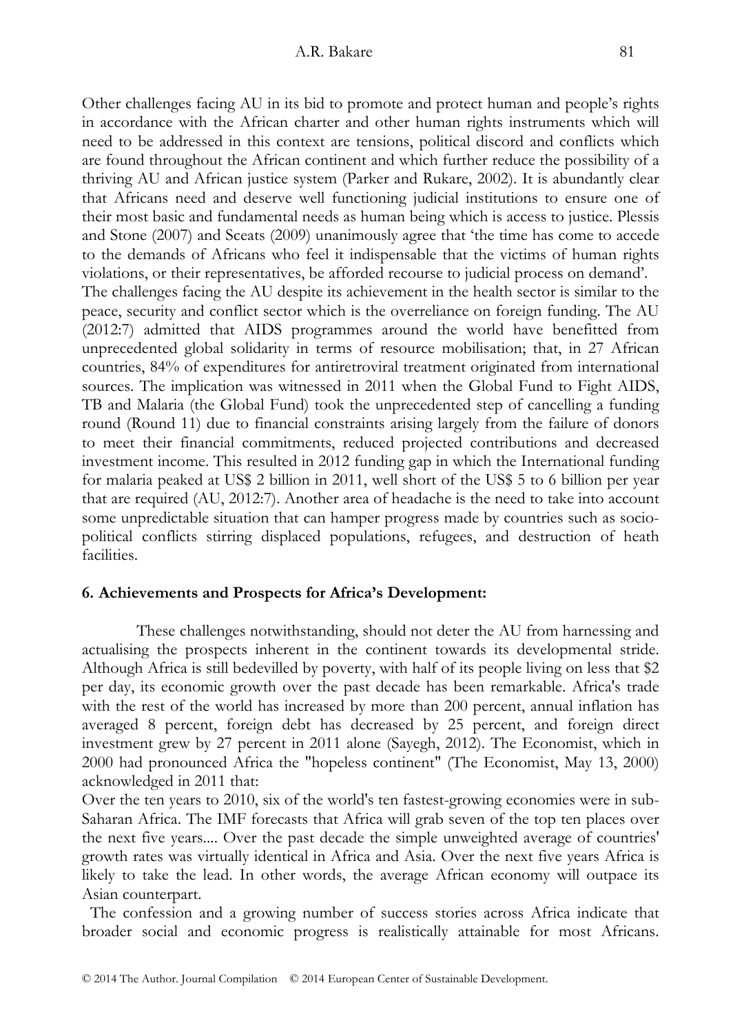Other challenges facing AU in its bid to promote and protect human and people's rights in accordance with the African charter and other human rights instruments which will need to be addressed in this context are tensions, political discord and conflicts which are found throughout the African continent and which further reduce the possibility of a thriving AU and African justice system (Parker and Rukare, 2002). It is abundantly clear that Africans need and deserve well functioning judicial institutions to ensure one of their most basic and fundamental needs as human being which is access to justice. Plessis and Stone (2007) and Sceats (2009) unanimously agree that 'the time has come to accede to the demands of Africans who feel it indispensable that the victims of human rights violations, or their representatives, be afforded recourse to judicial process on demand'.

The challenges facing the AU despite its achievement in the health sector is similar to the peace, security and conflict sector which is the overreliance on foreign funding. The AU (2012:7) admitted that AIDS programmes around the world have benefitted from unprecedented global solidarity in terms of resource mobilisation; that, in 27 African countries, 84% of expenditures for antiretroviral treatment originated from international sources. The implication was witnessed in 2011 when the Global Fund to Fight AIDS, TB and Malaria (the Global Fund) took the unprecedented step of cancelling a funding round (Round 11) due to financial constraints arising largely from the failure of donors to meet their financial commitments, reduced projected contributions and decreased investment income. This resulted in 2012 funding gap in which the International funding for malaria peaked at US$ 2 billion in 2011, well short of the US$ 5 to 6 billion per year that are required (AU, 2012:7). Another area of headache is the need to take into account some unpredictable situation that can hamper progress made by countries such as socio-political conflicts stirring displaced populations, refugees, and destruction of heath facilities.

## 6. Achievements and Prospects for Africa's Development:

These challenges notwithstanding, should not deter the AU from harnessing and actualising the prospects inherent in the continent towards its developmental stride. Although Africa is still bedevilled by poverty, with half of its people living on less that $2 per day, its economic growth over the past decade has been remarkable. Africa's trade with the rest of the world has increased by more than 200 percent, annual inflation has averaged 8 percent, foreign debt has decreased by 25 percent, and foreign direct investment grew by 27 percent in 2011 alone (Sayegh, 2012). The Economist, which in 2000 had pronounced Africa the "hopeless continent" (The Economist, May 13, 2000) acknowledged in 2011 that:

Over the ten years to 2010, six of the world's ten fastest-growing economies were in sub-Saharan Africa. The IMF forecasts that Africa will grab seven of the top ten places over the next five years.... Over the past decade the simple unweighted average of countries' growth rates was virtually identical in Africa and Asia. Over the next five years Africa is likely to take the lead. In other words, the average African economy will outpace its Asian counterpart.

The confession and a growing number of success stories across Africa indicate that broader social and economic progress is realistically attainable for most Africans.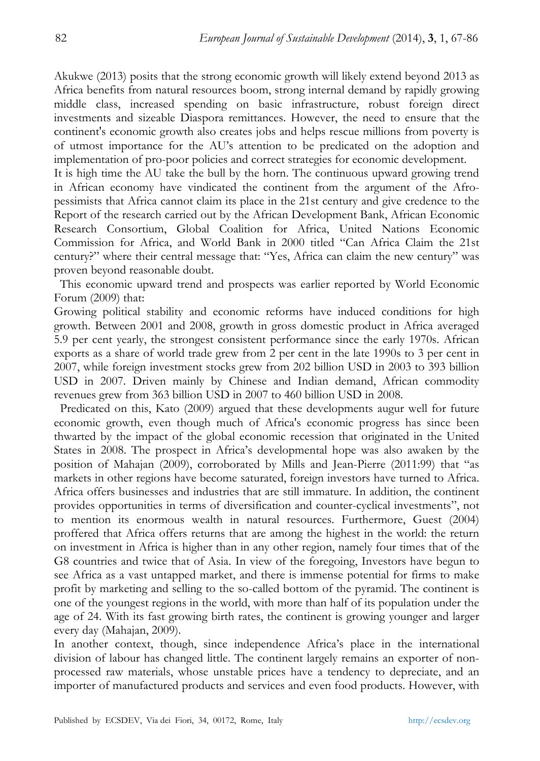Akukwe (2013) posits that the strong economic growth will likely extend beyond 2013 as Africa benefits from natural resources boom, strong internal demand by rapidly growing middle class, increased spending on basic infrastructure, robust foreign direct investments and sizeable Diaspora remittances. However, the need to ensure that the continent's economic growth also creates jobs and helps rescue millions from poverty is of utmost importance for the AU's attention to be predicated on the adoption and implementation of pro-poor policies and correct strategies for economic development.

It is high time the AU take the bull by the horn. The continuous upward growing trend in African economy have vindicated the continent from the argument of the Afro-pessimists that Africa cannot claim its place in the 21st century and give credence to the Report of the research carried out by the African Development Bank, African Economic Research Consortium, Global Coalition for Africa, United Nations Economic Commission for Africa, and World Bank in 2000 titled "Can Africa Claim the 21st century?" where their central message that: "Yes, Africa can claim the new century" was proven beyond reasonable doubt.

This economic upward trend and prospects was earlier reported by World Economic Forum (2009) that:

Growing political stability and economic reforms have induced conditions for high growth. Between 2001 and 2008, growth in gross domestic product in Africa averaged 5.9 per cent yearly, the strongest consistent performance since the early 1970s. African exports as a share of world trade grew from 2 per cent in the late 1990s to 3 per cent in 2007, while foreign investment stocks grew from 202 billion USD in 2003 to 393 billion USD in 2007. Driven mainly by Chinese and Indian demand, African commodity revenues grew from 363 billion USD in 2007 to 460 billion USD in 2008.

Predicated on this, Kato (2009) argued that these developments augur well for future economic growth, even though much of Africa's economic progress has since been thwarted by the impact of the global economic recession that originated in the United States in 2008. The prospect in Africa's developmental hope was also awaken by the position of Mahajan (2009), corroborated by Mills and Jean-Pierre (2011:99) that "as markets in other regions have become saturated, foreign investors have turned to Africa. Africa offers businesses and industries that are still immature. In addition, the continent provides opportunities in terms of diversification and counter-cyclical investments", not to mention its enormous wealth in natural resources. Furthermore, Guest (2004) proffered that Africa offers returns that are among the highest in the world: the return on investment in Africa is higher than in any other region, namely four times that of the G8 countries and twice that of Asia. In view of the foregoing, Investors have begun to see Africa as a vast untapped market, and there is immense potential for firms to make profit by marketing and selling to the so-called bottom of the pyramid. The continent is one of the youngest regions in the world, with more than half of its population under the age of 24. With its fast growing birth rates, the continent is growing younger and larger every day (Mahajan, 2009).

In another context, though, since independence Africa's place in the international division of labour has changed little. The continent largely remains an exporter of non-processed raw materials, whose unstable prices have a tendency to depreciate, and an importer of manufactured products and services and even food products. However, with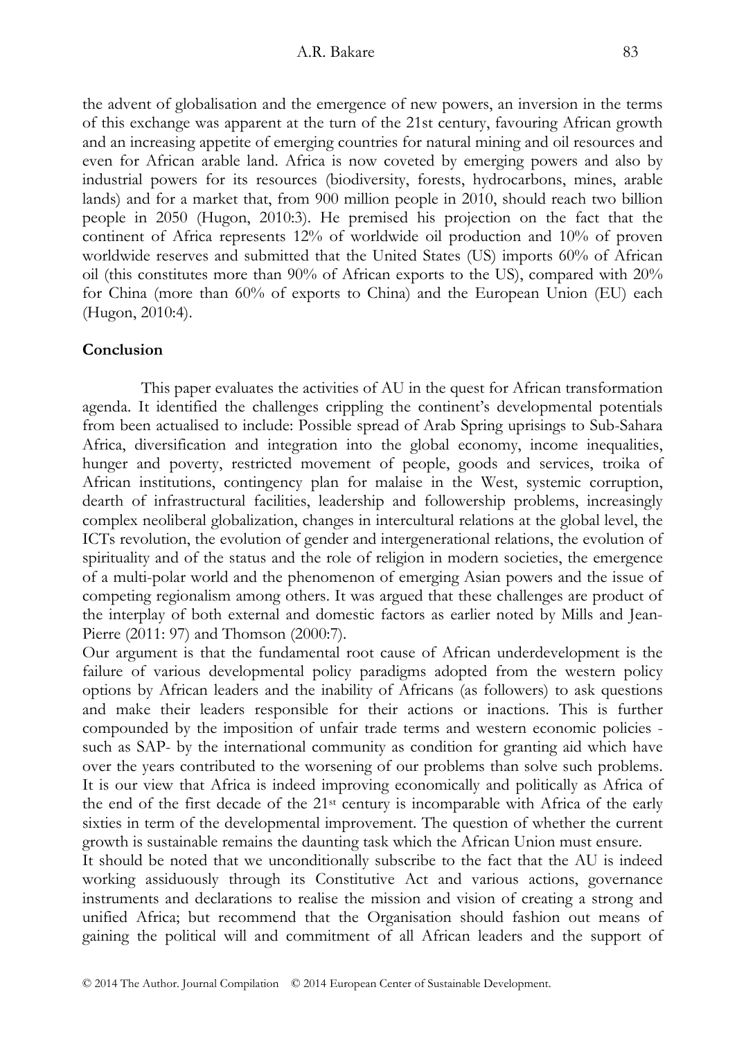the advent of globalisation and the emergence of new powers, an inversion in the terms of this exchange was apparent at the turn of the 21st century, favouring African growth and an increasing appetite of emerging countries for natural mining and oil resources and even for African arable land. Africa is now coveted by emerging powers and also by industrial powers for its resources (biodiversity, forests, hydrocarbons, mines, arable lands) and for a market that, from 900 million people in 2010, should reach two billion people in 2050 (Hugon, 2010:3). He premised his projection on the fact that the continent of Africa represents 12% of worldwide oil production and 10% of proven worldwide reserves and submitted that the United States (US) imports 60% of African oil (this constitutes more than 90% of African exports to the US), compared with 20% for China (more than 60% of exports to China) and the European Union (EU) each (Hugon, 2010:4).

**Conclusion**

This paper evaluates the activities of AU in the quest for African transformation agenda. It identified the challenges crippling the continent's developmental potentials from been actualised to include: Possible spread of Arab Spring uprisings to Sub-Sahara Africa, diversification and integration into the global economy, income inequalities, hunger and poverty, restricted movement of people, goods and services, troika of African institutions, contingency plan for malaise in the West, systemic corruption, dearth of infrastructural facilities, leadership and followership problems, increasingly complex neoliberal globalization, changes in intercultural relations at the global level, the ICTs revolution, the evolution of gender and intergenerational relations, the evolution of spirituality and of the status and the role of religion in modern societies, the emergence of a multi-polar world and the phenomenon of emerging Asian powers and the issue of competing regionalism among others. It was argued that these challenges are product of the interplay of both external and domestic factors as earlier noted by Mills and Jean-Pierre (2011: 97) and Thomson (2000:7).

Our argument is that the fundamental root cause of African underdevelopment is the failure of various developmental policy paradigms adopted from the western policy options by African leaders and the inability of Africans (as followers) to ask questions and make their leaders responsible for their actions or inactions. This is further compounded by the imposition of unfair trade terms and western economic policies - such as SAP- by the international community as condition for granting aid which have over the years contributed to the worsening of our problems than solve such problems. It is our view that Africa is indeed improving economically and politically as Africa of the end of the first decade of the 21st century is incomparable with Africa of the early sixties in term of the developmental improvement. The question of whether the current growth is sustainable remains the daunting task which the African Union must ensure.

It should be noted that we unconditionally subscribe to the fact that the AU is indeed working assiduously through its Constitutive Act and various actions, governance instruments and declarations to realise the mission and vision of creating a strong and unified Africa; but recommend that the Organisation should fashion out means of gaining the political will and commitment of all African leaders and the support of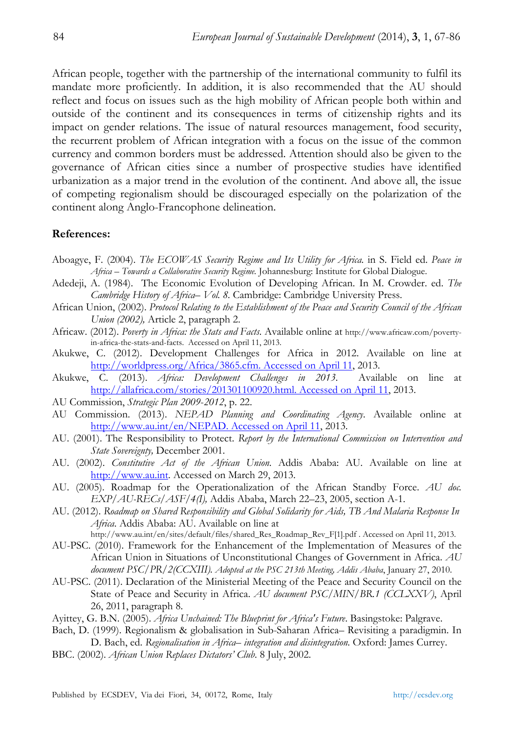African people, together with the partnership of the international community to fulfil its mandate more proficiently. In addition, it is also recommended that the AU should reflect and focus on issues such as the high mobility of African people both within and outside of the continent and its consequences in terms of citizenship rights and its impact on gender relations. The issue of natural resources management, food security, the recurrent problem of African integration with a focus on the issue of the common currency and common borders must be addressed. Attention should also be given to the governance of African cities since a number of prospective studies have identified urbanization as a major trend in the evolution of the continent. And above all, the issue of competing regionalism should be discouraged especially on the polarization of the continent along Anglo-Francophone delineation.

**References:**

Aboagye, F. (2004). *The ECOWAS Security Regime and Its Utility for Africa.* in S. Field ed. *Peace in Africa – Towards a Collaborative Security Regime.* Johannesburg: Institute for Global Dialogue.

Adedeji, A. (1984). The Economic Evolution of Developing African. In M. Crowder. ed. *The Cambridge History of Africa– Vol. 8.* Cambridge: Cambridge University Press.

African Union, (2002). *Protocol Relating to the Establishment of the Peace and Security Council of the African Union (2002),* Article 2, paragraph 2.

Africaw. (2012). *Poverty in Africa: the Stats and Facts.* Available online at http://www.africaw.com/poverty-in-africa-the-stats-and-facts. Accessed on April 11, 2013.

Akukwe, C. (2012). Development Challenges for Africa in 2012. Available on line at http://worldpress.org/Africa/3865.cfm. Accessed on April 11, 2013.

Akukwe, C. (2013). *Africa: Development Challenges in 2013.* Available on line at http://allafrica.com/stories/201301100920.html. Accessed on April 11, 2013.

AU Commission, *Strategic Plan 2009-2012*, p. 22.

AU Commission. (2013). *NEPAD Planning and Coordinating Agency*. Available online at http://www.au.int/en/NEPAD. Accessed on April 11, 2013.

AU. (2001). The Responsibility to Protect. *Report by the International Commission on Intervention and State Sovereignty,* December 2001.

AU. (2002). *Constitutive Act of the African Union.* Addis Ababa: AU. Available on line at http://www.au.int. Accessed on March 29, 2013.

AU. (2005). Roadmap for the Operationalization of the African Standby Force. *AU doc. EXP/AU-RECs/ASF/4(I),* Addis Ababa, March 22–23, 2005, section A-1.

AU. (2012). *Roadmap on Shared Responsibility and Global Solidarity for Aids, TB And Malaria Response In Africa*. Addis Ababa: AU. Available on line at http://www.au.int/en/sites/default/files/shared_Res_Roadmap_Rev_F[1].pdf . Accessed on April 11, 2013.

AU-PSC. (2010). Framework for the Enhancement of the Implementation of Measures of the African Union in Situations of Unconstitutional Changes of Government in Africa. *AU document PSC/PR/2(CCXIII). Adopted at the PSC 213th Meeting, Addis Ababa*, January 27, 2010.

AU-PSC. (2011). Declaration of the Ministerial Meeting of the Peace and Security Council on the State of Peace and Security in Africa. *AU document PSC/MIN/BR.1 (CCLXXV)*, April 26, 2011, paragraph 8.

Ayittey, G. B.N. (2005). *Africa Unchained: The Blueprint for Africa's Future*. Basingstoke: Palgrave.

Bach, D. (1999). Regionalism & globalisation in Sub-Saharan Africa– Revisiting a paradigmin. In D. Bach, ed. *Regionalisation in Africa– integration and disintegration.* Oxford: James Currey.

BBC. (2002). *African Union Replaces Dictators' Club.* 8 July, 2002.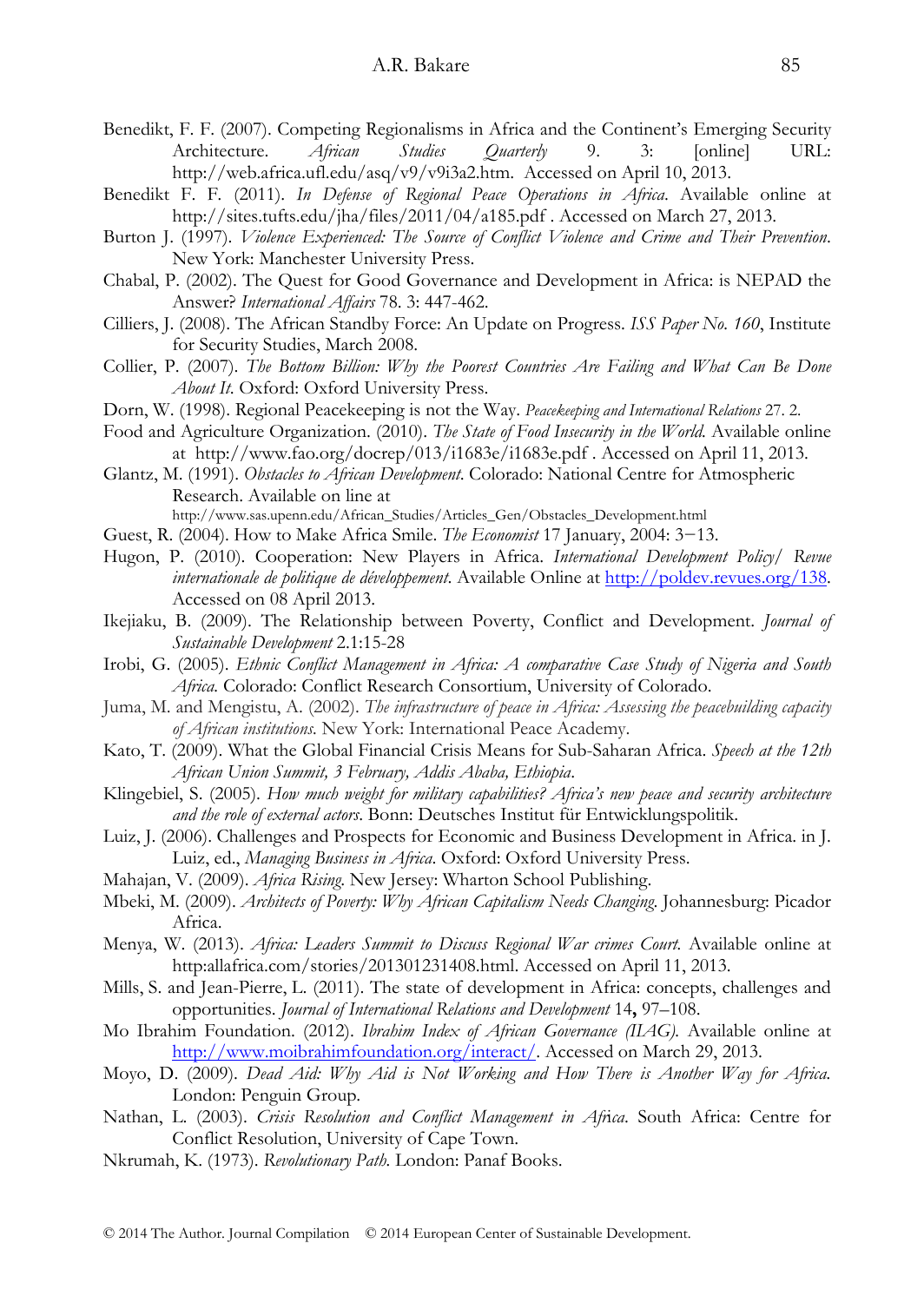Benedikt, F. F. (2007). Competing Regionalisms in Africa and the Continent's Emerging Security Architecture. *African Studies Quarterly* 9. 3: [online] URL: http://web.africa.ufl.edu/asq/v9/v9i3a2.htm. Accessed on April 10, 2013.

Benedikt F. F. (2011). *In Defense of Regional Peace Operations in Africa*. Available online at http://sites.tufts.edu/jha/files/2011/04/a185.pdf . Accessed on March 27, 2013.

Burton J. (1997). *Violence Experienced: The Source of Conflict Violence and Crime and Their Prevention*. New York: Manchester University Press.

Chabal, P. (2002). The Quest for Good Governance and Development in Africa: is NEPAD the Answer? *International Affairs* 78. 3: 447-462.

Cilliers, J. (2008). The African Standby Force: An Update on Progress. *ISS Paper No. 160*, Institute for Security Studies, March 2008.

Collier, P. (2007). *The Bottom Billion: Why the Poorest Countries Are Failing and What Can Be Done About It*. Oxford: Oxford University Press.

Dorn, W. (1998). Regional Peacekeeping is not the Way. *Peacekeeping and International Relations* 27. 2.

Food and Agriculture Organization. (2010). *The State of Food Insecurity in the World*. Available online at http://www.fao.org/docrep/013/i1683e/i1683e.pdf . Accessed on April 11, 2013.

Glantz, M. (1991). *Obstacles to African Development*. Colorado: National Centre for Atmospheric Research. Available on line at http://www.sas.upenn.edu/African_Studies/Articles_Gen/Obstacles_Development.html

Guest, R. (2004). How to Make Africa Smile. *The Economist* 17 January, 2004: 3−13.

Hugon, P. (2010). Cooperation: New Players in Africa. *International Development Policy/ Revue internationale de politique de développement*. Available Online at http://poldev.revues.org/138. Accessed on 08 April 2013.

Ikejiaku, B. (2009). The Relationship between Poverty, Conflict and Development. *Journal of Sustainable Development* 2.1:15-28

Irobi, G. (2005). *Ethnic Conflict Management in Africa: A comparative Case Study of Nigeria and South Africa*. Colorado: Conflict Research Consortium, University of Colorado.

Juma, M. and Mengistu, A. (2002). *The infrastructure of peace in Africa: Assessing the peacebuilding capacity of African institutions*. New York: International Peace Academy.

Kato, T. (2009). What the Global Financial Crisis Means for Sub-Saharan Africa. *Speech at the 12th African Union Summit, 3 February, Addis Ababa, Ethiopia*.

Klingebiel, S. (2005). *How much weight for military capabilities? Africa's new peace and security architecture and the role of external actors*. Bonn: Deutsches Institut für Entwicklungspolitik.

Luiz, J. (2006). Challenges and Prospects for Economic and Business Development in Africa. in J. Luiz, ed., *Managing Business in Africa*. Oxford: Oxford University Press.

Mahajan, V. (2009). *Africa Rising*. New Jersey: Wharton School Publishing.

Mbeki, M. (2009). *Architects of Poverty: Why African Capitalism Needs Changing*. Johannesburg: Picador Africa.

Menya, W. (2013). *Africa: Leaders Summit to Discuss Regional War crimes Court*. Available online at http:allafrica.com/stories/201301231408.html. Accessed on April 11, 2013.

Mills, S. and Jean-Pierre, L. (2011). The state of development in Africa: concepts, challenges and opportunities. *Journal of International Relations and Development* 14**,** 97–108.

Mo Ibrahim Foundation. (2012). *Ibrahim Index of African Governance (IIAG)*. Available online at http://www.moibrahimfoundation.org/interact/. Accessed on March 29, 2013.

Moyo, D. (2009). *Dead Aid: Why Aid is Not Working and How There is Another Way for Africa*. London: Penguin Group.

Nathan, L. (2003). *Crisis Resolution and Conflict Management in Africa*. South Africa: Centre for Conflict Resolution, University of Cape Town.

Nkrumah, K. (1973). *Revolutionary Path*. London: Panaf Books.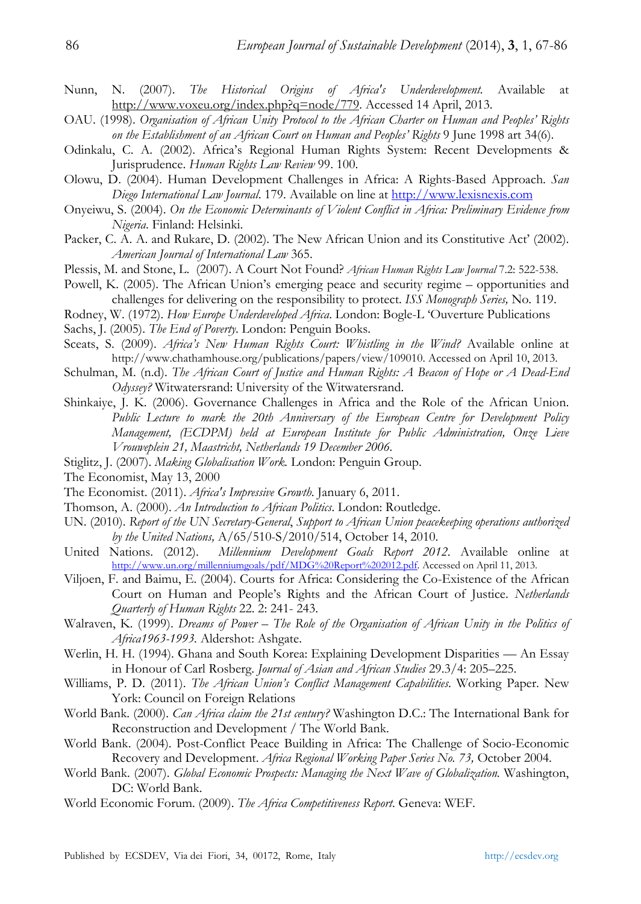Nunn, N. (2007). *The Historical Origins of Africa's Underdevelopment.* Available at http://www.voxeu.org/index.php?q=node/779. Accessed 14 April, 2013.

OAU. (1998). *Organisation of African Unity Protocol to the African Charter on Human and Peoples' Rights on the Establishment of an African Court on Human and Peoples' Rights* 9 June 1998 art 34(6).

Odinkalu, C. A. (2002). Africa's Regional Human Rights System: Recent Developments & Jurisprudence. *Human Rights Law Review* 99. 100.

Olowu, D. (2004). Human Development Challenges in Africa: A Rights-Based Approach. *San Diego International Law Journal*. 179. Available on line at http://www.lexisnexis.com

Onyeiwu, S. (2004). *On the Economic Determinants of Violent Conflict in Africa: Preliminary Evidence from Nigeria*. Finland: Helsinki.

Packer, C. A. A. and Rukare, D. (2002). The New African Union and its Constitutive Act' (2002). *American Journal of International Law* 365.

Plessis, M. and Stone, L. (2007). A Court Not Found? *African Human Rights Law Journal* 7.2: 522-538.

Powell, K. (2005). The African Union's emerging peace and security regime – opportunities and challenges for delivering on the responsibility to protect. *ISS Monograph Series,* No. 119.

Rodney, W. (1972). *How Europe Underdeveloped Africa.* London: Bogle-L 'Ouverture Publications

Sachs, J. (2005). *The End of Poverty*. London: Penguin Books.

Sceats, S. (2009). *Africa's New Human Rights Court: Whistling in the Wind?* Available online at http://www.chathamhouse.org/publications/papers/view/109010. Accessed on April 10, 2013.

Schulman, M. (n.d). *The African Court of Justice and Human Rights: A Beacon of Hope or A Dead-End Odyssey?* Witwatersrand: University of the Witwatersrand.

Shinkaiye, J. K. (2006). Governance Challenges in Africa and the Role of the African Union. *Public Lecture to mark the 20th Anniversary of the European Centre for Development Policy Management, (ECDPM) held at European Institute for Public Administration, Onze Lieve Vrouweplein 21, Maastricht, Netherlands 19 December 2006.*

Stiglitz, J. (2007). *Making Globalisation Work.* London: Penguin Group.

The Economist, May 13, 2000

The Economist. (2011). *Africa's Impressive Growth.* January 6, 2011.

Thomson, A. (2000). *An Introduction to African Politics*. London: Routledge.

UN. (2010). *Report of the UN Secretary-General*, *Support to African Union peacekeeping operations authorized by the United Nations,* A/65/510-S/2010/514, October 14, 2010.

United Nations. (2012). *Millennium Development Goals Report 2012*. Available online at http://www.un.org/millenniumgoals/pdf/MDG%20Report%202012.pdf. Accessed on April 11, 2013.

Viljoen, F. and Baimu, E. (2004). Courts for Africa: Considering the Co-Existence of the African Court on Human and People's Rights and the African Court of Justice. *Netherlands Quarterly of Human Rights* 22. 2: 241- 243.

Walraven, K. (1999). *Dreams of Power – The Role of the Organisation of African Unity in the Politics of Africa1963-1993.* Aldershot: Ashgate.

Werlin, H. H. (1994). Ghana and South Korea: Explaining Development Disparities — An Essay in Honour of Carl Rosberg. *Journal of Asian and African Studies* 29.3/4: 205–225.

Williams, P. D. (2011). *The African Union's Conflict Management Capabilities.* Working Paper. New York: Council on Foreign Relations

World Bank. (2000). *Can Africa claim the 21st century?* Washington D.C.: The International Bank for Reconstruction and Development / The World Bank.

World Bank. (2004). Post-Conflict Peace Building in Africa: The Challenge of Socio-Economic Recovery and Development. *Africa Regional Working Paper Series No. 73,* October 2004.

World Bank. (2007). *Global Economic Prospects: Managing the Next Wave of Globalization.* Washington, DC: World Bank.

World Economic Forum. (2009). *The Africa Competitiveness Report*. Geneva: WEF.